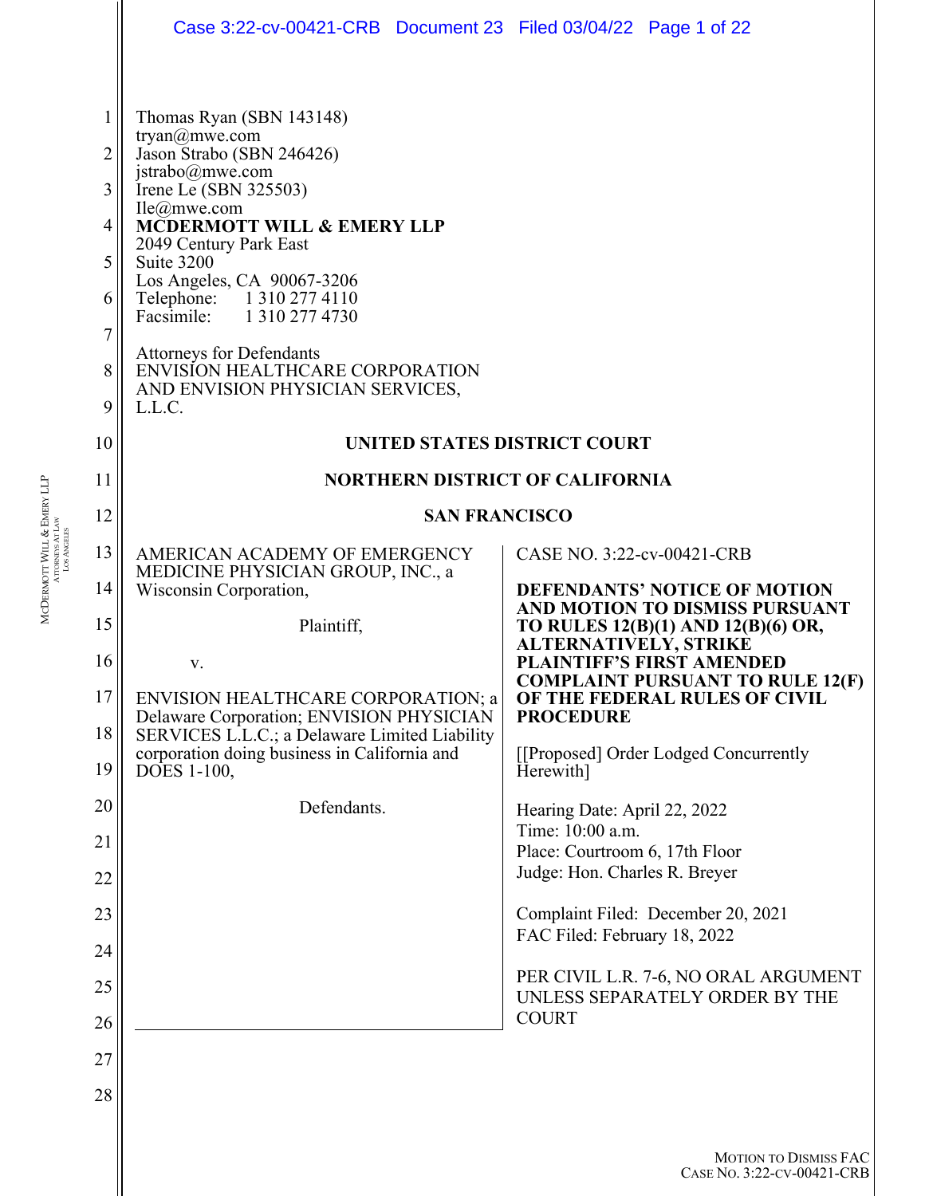Thomas Ryan (SBN 143148)
tryan@mwe.com
Jason Strabo (SBN 246426)
jstrabo@mwe.com
Irene Le (SBN 325503)
Ile@mwe.com
**MCDERMOTT WILL & EMERY LLP**
2049 Century Park East
Suite 3200
Los Angeles, CA 90067-3206
Telephone: 1 310 277 4110
Facsimile: 1 310 277 4730

Attorneys for Defendants
ENVISION HEALTHCARE CORPORATION
AND ENVISION PHYSICIAN SERVICES,
L.L.C.

**UNITED STATES DISTRICT COURT**

**NORTHERN DISTRICT OF CALIFORNIA**

**SAN FRANCISCO**

AMERICAN ACADEMY OF EMERGENCY MEDICINE PHYSICIAN GROUP, INC., a Wisconsin Corporation,

Plaintiff,

v.

ENVISION HEALTHCARE CORPORATION; a Delaware Corporation; ENVISION PHYSICIAN SERVICES L.L.C.; a Delaware Limited Liability corporation doing business in California and DOES 1-100,

Defendants.

CASE NO. 3:22-cv-00421-CRB

**DEFENDANTS' NOTICE OF MOTION AND MOTION TO DISMISS PURSUANT TO RULES 12(B)(1) AND 12(B)(6) OR, ALTERNATIVELY, STRIKE PLAINTIFF'S FIRST AMENDED COMPLAINT PURSUANT TO RULE 12(F) OF THE FEDERAL RULES OF CIVIL PROCEDURE**

[[Proposed] Order Lodged Concurrently Herewith]

Hearing Date: April 22, 2022
Time: 10:00 a.m.
Place: Courtroom 6, 17th Floor
Judge: Hon. Charles R. Breyer

Complaint Filed: December 20, 2021
FAC Filed: February 18, 2022

PER CIVIL L.R. 7-6, NO ORAL ARGUMENT UNLESS SEPARATELY ORDER BY THE COURT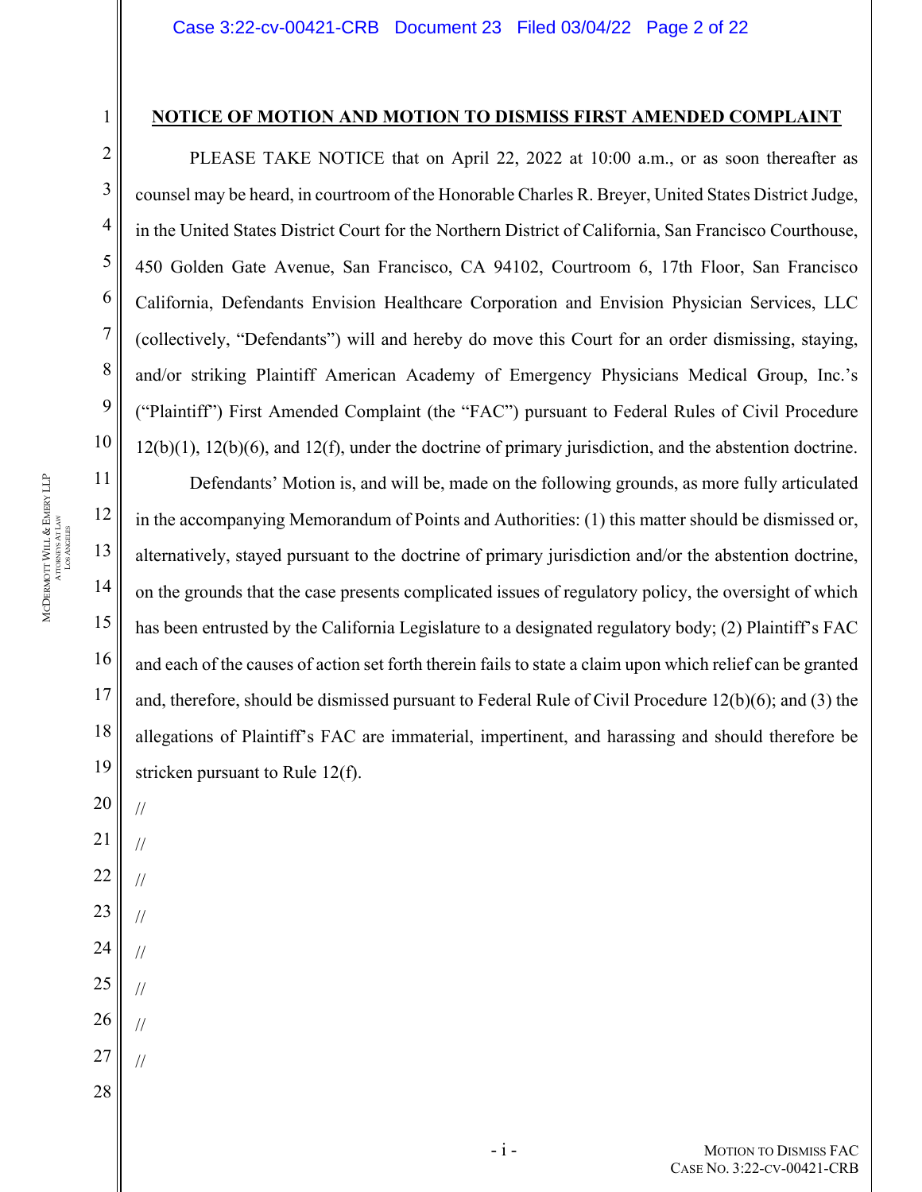**NOTICE OF MOTION AND MOTION TO DISMISS FIRST AMENDED COMPLAINT**

PLEASE TAKE NOTICE that on April 22, 2022 at 10:00 a.m., or as soon thereafter as counsel may be heard, in courtroom of the Honorable Charles R. Breyer, United States District Judge, in the United States District Court for the Northern District of California, San Francisco Courthouse, 450 Golden Gate Avenue, San Francisco, CA 94102, Courtroom 6, 17th Floor, San Francisco California, Defendants Envision Healthcare Corporation and Envision Physician Services, LLC (collectively, "Defendants") will and hereby do move this Court for an order dismissing, staying, and/or striking Plaintiff American Academy of Emergency Physicians Medical Group, Inc.'s ("Plaintiff") First Amended Complaint (the "FAC") pursuant to Federal Rules of Civil Procedure 12(b)(1), 12(b)(6), and 12(f), under the doctrine of primary jurisdiction, and the abstention doctrine.

Defendants' Motion is, and will be, made on the following grounds, as more fully articulated in the accompanying Memorandum of Points and Authorities: (1) this matter should be dismissed or, alternatively, stayed pursuant to the doctrine of primary jurisdiction and/or the abstention doctrine, on the grounds that the case presents complicated issues of regulatory policy, the oversight of which has been entrusted by the California Legislature to a designated regulatory body; (2) Plaintiff's FAC and each of the causes of action set forth therein fails to state a claim upon which relief can be granted and, therefore, should be dismissed pursuant to Federal Rule of Civil Procedure 12(b)(6); and (3) the allegations of Plaintiff's FAC are immaterial, impertinent, and harassing and should therefore be stricken pursuant to Rule 12(f).

//

//

//

//

//

//

//

//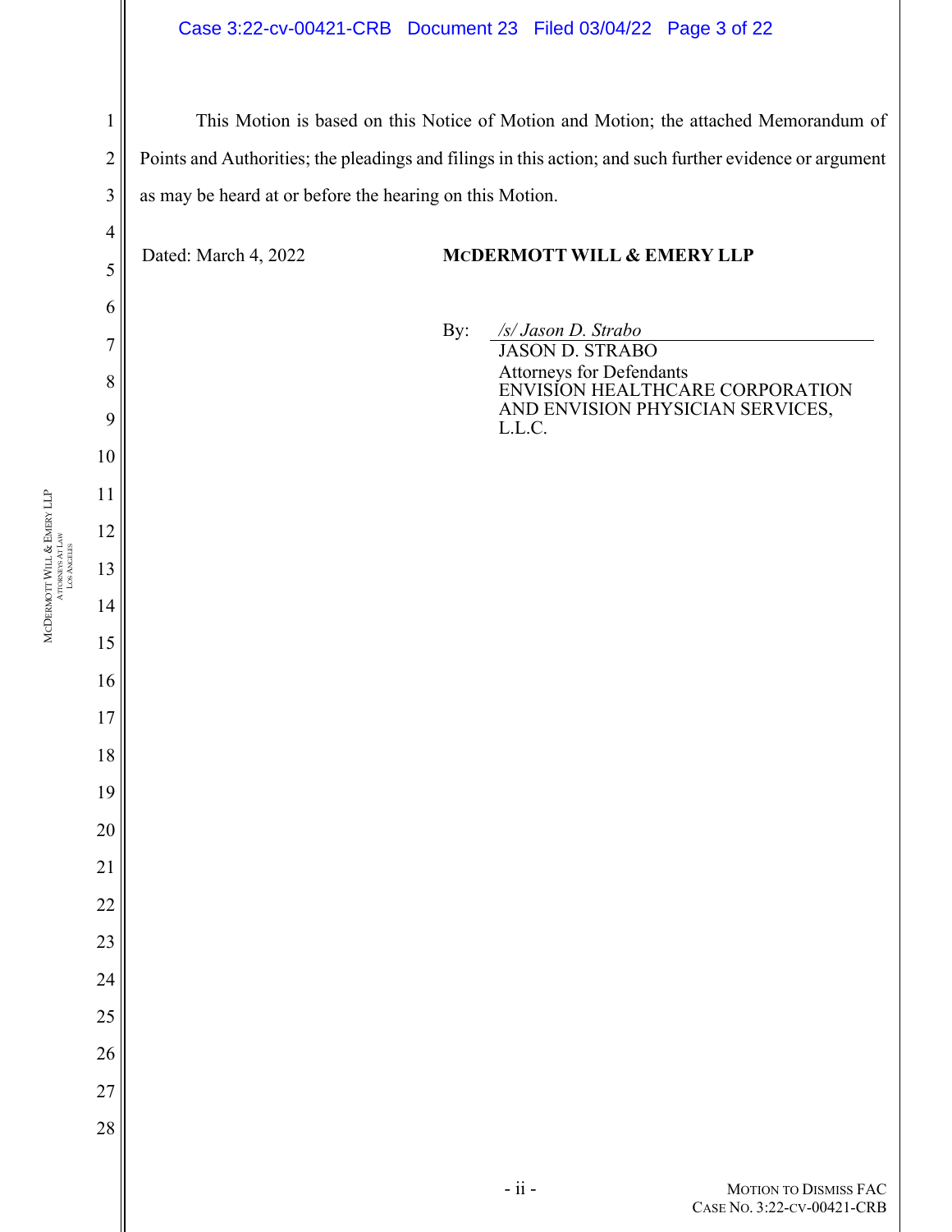This Motion is based on this Notice of Motion and Motion; the attached Memorandum of Points and Authorities; the pleadings and filings in this action; and such further evidence or argument as may be heard at or before the hearing on this Motion.

Dated: March 4, 2022

**MCDERMOTT WILL & EMERY LLP**

By: */s/ Jason D. Strabo*
JASON D. STRABO
Attorneys for Defendants
ENVISION HEALTHCARE CORPORATION AND ENVISION PHYSICIAN SERVICES, L.L.C.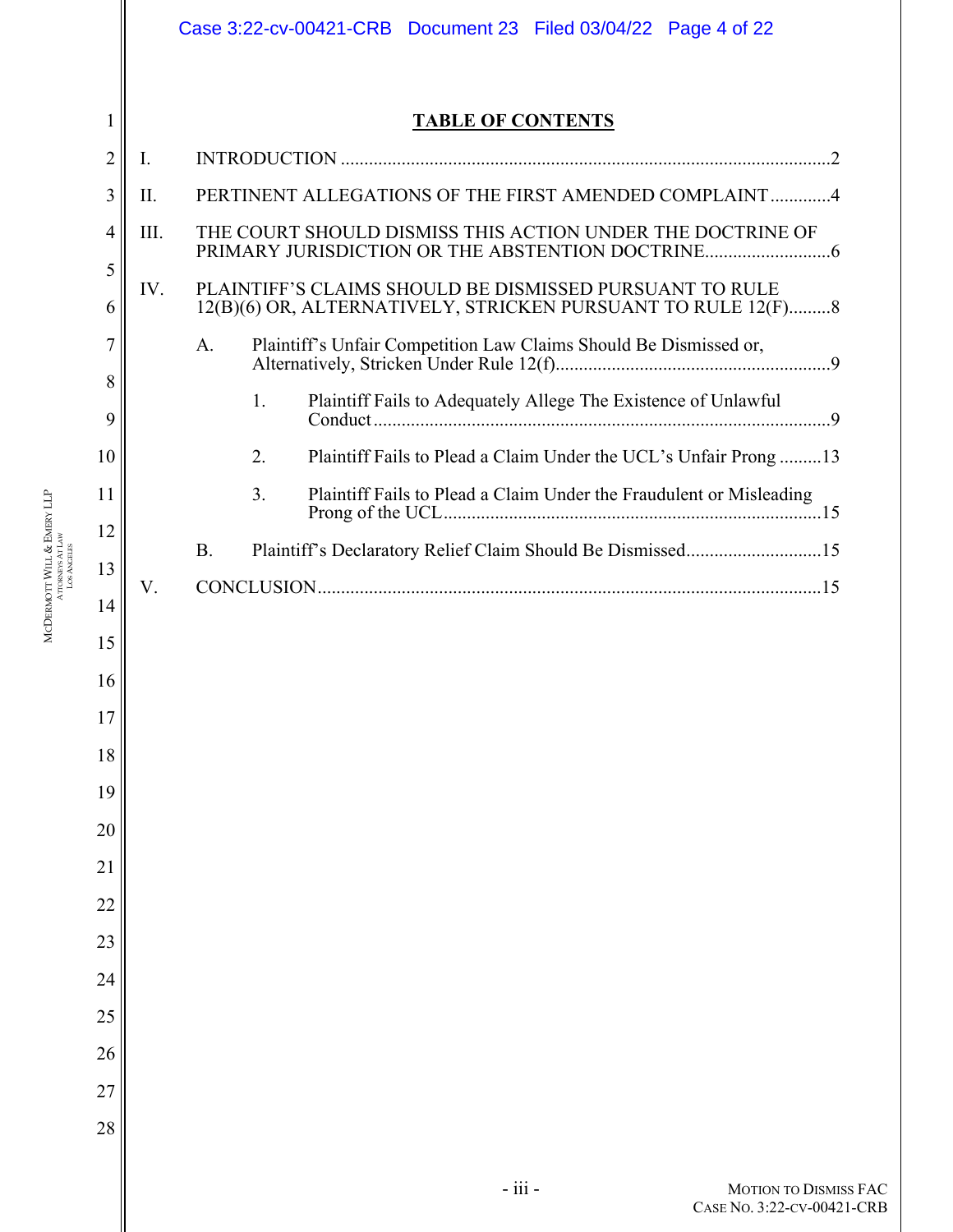# TABLE OF CONTENTS

I. INTRODUCTION ........................................................................................................2

II. PERTINENT ALLEGATIONS OF THE FIRST AMENDED COMPLAINT .............4

III. THE COURT SHOULD DISMISS THIS ACTION UNDER THE DOCTRINE OF PRIMARY JURISDICTION OR THE ABSTENTION DOCTRINE...........................6

IV. PLAINTIFF'S CLAIMS SHOULD BE DISMISSED PURSUANT TO RULE 12(B)(6) OR, ALTERNATIVELY, STRICKEN PURSUANT TO RULE 12(F).........8

- A. Plaintiff's Unfair Competition Law Claims Should Be Dismissed or, Alternatively, Stricken Under Rule 12(f)...........................................................9
  - 1. Plaintiff Fails to Adequately Allege The Existence of Unlawful Conduct ..................................................................................................9
  - 2. Plaintiff Fails to Plead a Claim Under the UCL's Unfair Prong .........13
  - 3. Plaintiff Fails to Plead a Claim Under the Fraudulent or Misleading Prong of the UCL.................................................................................15
- B. Plaintiff's Declaratory Relief Claim Should Be Dismissed.............................15

V. CONCLUSION...........................................................................................................15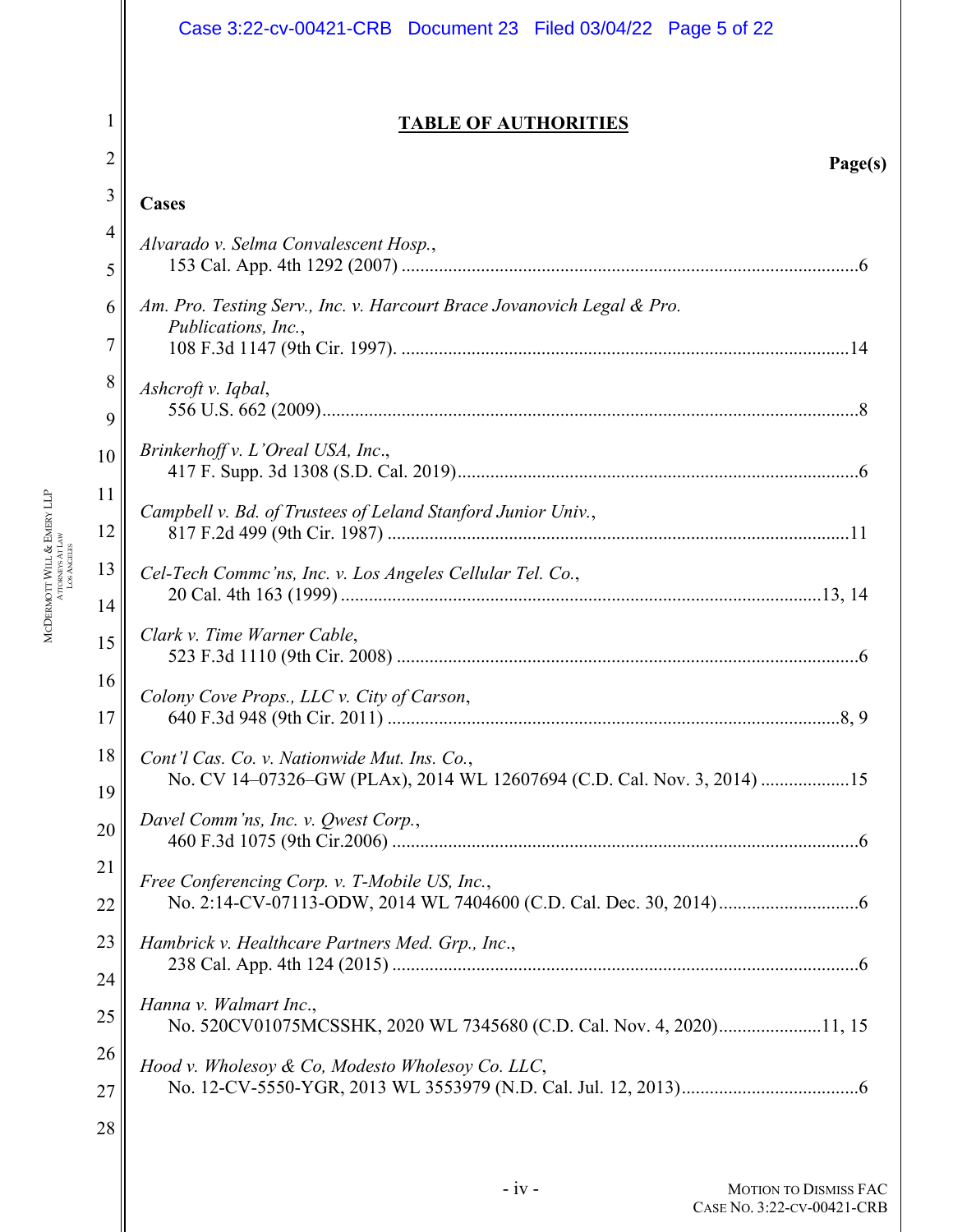## TABLE OF AUTHORITIES

**Page(s)**

### Cases

*Alvarado v. Selma Convalescent Hosp.*,
153 Cal. App. 4th 1292 (2007) .......... 6

*Am. Pro. Testing Serv., Inc. v. Harcourt Brace Jovanovich Legal & Pro. Publications, Inc.*,
108 F.3d 1147 (9th Cir. 1997). .......... 14

*Ashcroft v. Iqbal*,
556 U.S. 662 (2009) .......... 8

*Brinkerhoff v. L'Oreal USA, Inc.*,
417 F. Supp. 3d 1308 (S.D. Cal. 2019) .......... 6

*Campbell v. Bd. of Trustees of Leland Stanford Junior Univ.*,
817 F.2d 499 (9th Cir. 1987) .......... 11

*Cel-Tech Commc'ns, Inc. v. Los Angeles Cellular Tel. Co.*,
20 Cal. 4th 163 (1999) .......... 13, 14

*Clark v. Time Warner Cable*,
523 F.3d 1110 (9th Cir. 2008) .......... 6

*Colony Cove Props., LLC v. City of Carson*,
640 F.3d 948 (9th Cir. 2011) .......... 8, 9

*Cont'l Cas. Co. v. Nationwide Mut. Ins. Co.*,
No. CV 14–07326–GW (PLAx), 2014 WL 12607694 (C.D. Cal. Nov. 3, 2014) .......... 15

*Davel Comm'ns, Inc. v. Qwest Corp.*,
460 F.3d 1075 (9th Cir.2006) .......... 6

*Free Conferencing Corp. v. T-Mobile US, Inc.*,
No. 2:14-CV-07113-ODW, 2014 WL 7404600 (C.D. Cal. Dec. 30, 2014) .......... 6

*Hambrick v. Healthcare Partners Med. Grp., Inc.*,
238 Cal. App. 4th 124 (2015) .......... 6

*Hanna v. Walmart Inc.*,
No. 520CV01075MCSSHK, 2020 WL 7345680 (C.D. Cal. Nov. 4, 2020) .......... 11, 15

*Hood v. Wholesoy & Co, Modesto Wholesoy Co. LLC*,
No. 12-CV-5550-YGR, 2013 WL 3553979 (N.D. Cal. Jul. 12, 2013) .......... 6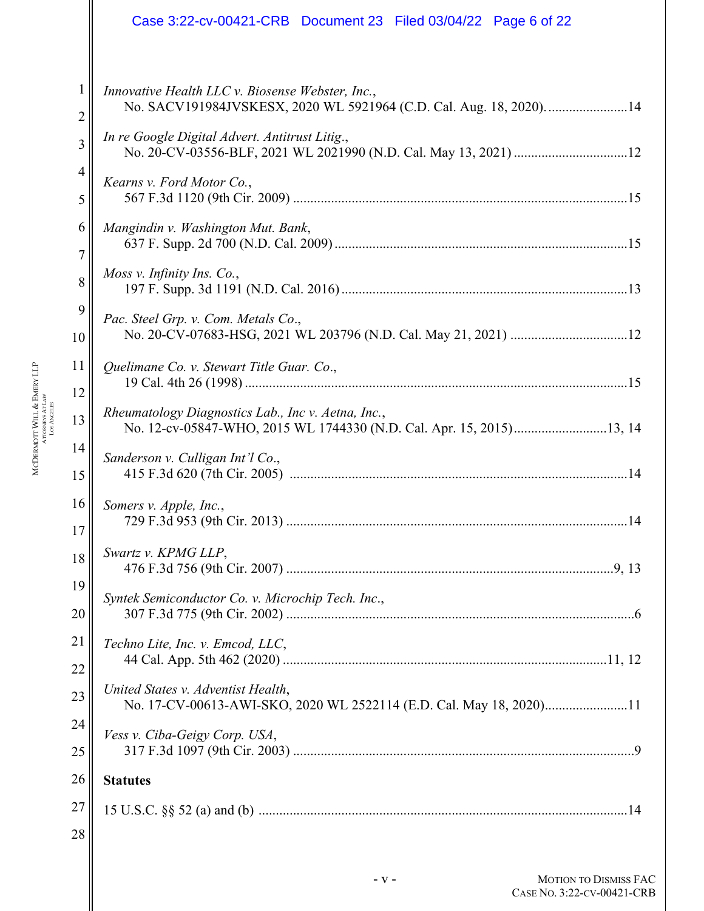*Innovative Health LLC v. Biosense Webster, Inc.*,
No. SACV191984JVSKESX, 2020 WL 5921964 (C.D. Cal. Aug. 18, 2020).......................14

*In re Google Digital Advert. Antitrust Litig.*,
No. 20-CV-03556-BLF, 2021 WL 2021990 (N.D. Cal. May 13, 2021) .................................12

*Kearns v. Ford Motor Co.*,
567 F.3d 1120 (9th Cir. 2009) ................................................................................................15

*Mangindin v. Washington Mut. Bank*,
637 F. Supp. 2d 700 (N.D. Cal. 2009) ....................................................................................15

*Moss v. Infinity Ins. Co.*,
197 F. Supp. 3d 1191 (N.D. Cal. 2016) ..................................................................................13

*Pac. Steel Grp. v. Com. Metals Co*.,
No. 20-CV-07683-HSG, 2021 WL 203796 (N.D. Cal. May 21, 2021) ..................................12

*Quelimane Co. v. Stewart Title Guar. Co*.,
19 Cal. 4th 26 (1998) .............................................................................................................15

*Rheumatology Diagnostics Lab., Inc v. Aetna, Inc.*,
No. 12-cv-05847-WHO, 2015 WL 1744330 (N.D. Cal. Apr. 15, 2015)...........................13, 14

*Sanderson v. Culligan Int'l Co*.,
415 F.3d 620 (7th Cir. 2005) .................................................................................................14

*Somers v. Apple, Inc.*,
729 F.3d 953 (9th Cir. 2013) ..................................................................................................14

*Swartz v. KPMG LLP*,
476 F.3d 756 (9th Cir. 2007) ..............................................................................................9, 13

*Syntek Semiconductor Co. v. Microchip Tech. Inc*.,
307 F.3d 775 (9th Cir. 2002) ....................................................................................................6

*Techno Lite, Inc. v. Emcod, LLC*,
44 Cal. App. 5th 462 (2020) .............................................................................................11, 12

*United States v. Adventist Health*,
No. 17-CV-00613-AWI-SKO, 2020 WL 2522114 (E.D. Cal. May 18, 2020)........................11

*Vess v. Ciba-Geigy Corp. USA*,
317 F.3d 1097 (9th Cir. 2003) ..................................................................................................9

**Statutes**

15 U.S.C. §§ 52 (a) and (b) ..........................................................................................................14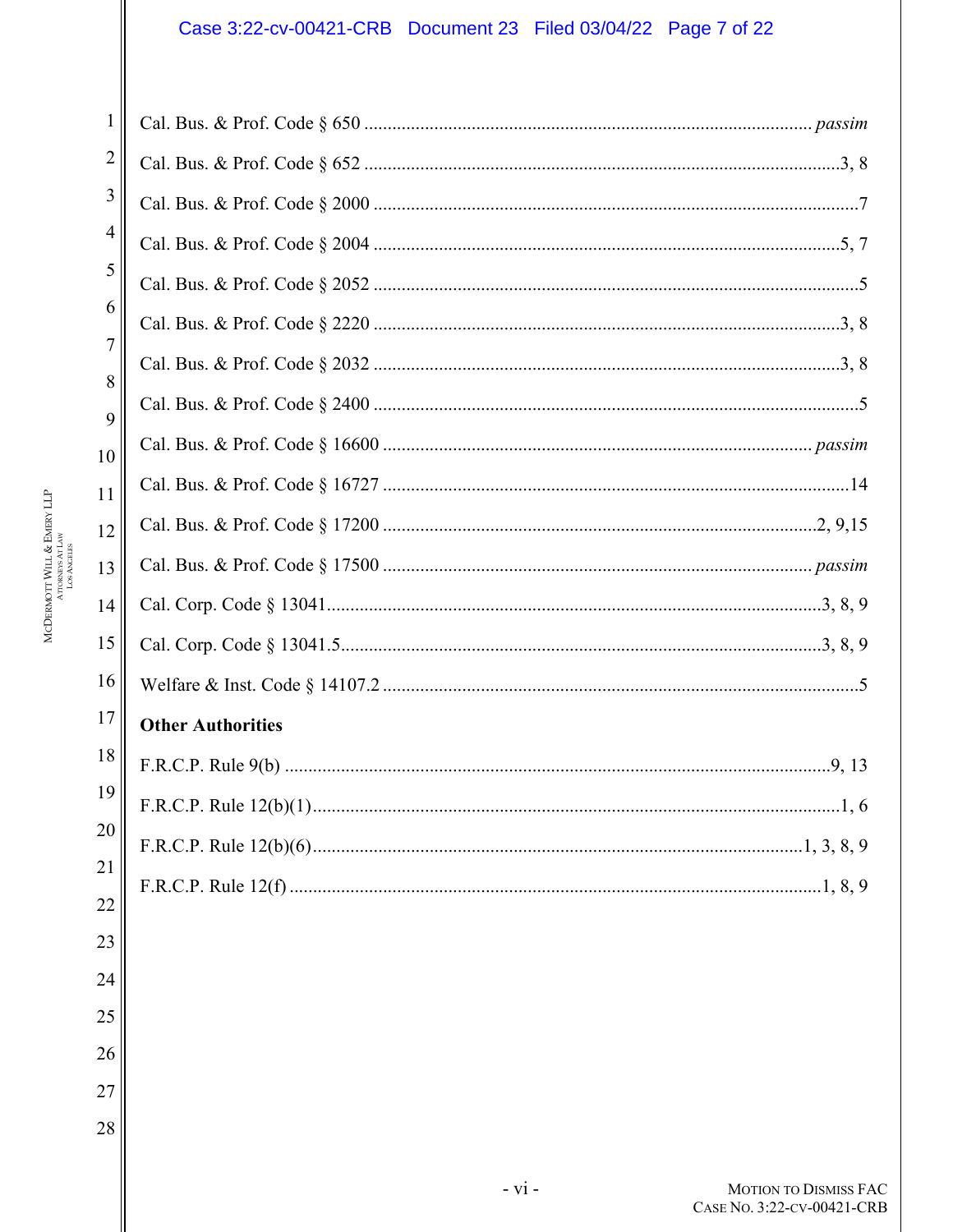Cal. Bus. & Prof. Code § 650 .......................................................................................... *passim*

Cal. Bus. & Prof. Code § 652 ..........................................................................................3, 8

Cal. Bus. & Prof. Code § 2000 ..........................................................................................7

Cal. Bus. & Prof. Code § 2004 ..........................................................................................5, 7

Cal. Bus. & Prof. Code § 2052 ..........................................................................................5

Cal. Bus. & Prof. Code § 2220 ..........................................................................................3, 8

Cal. Bus. & Prof. Code § 2032 ..........................................................................................3, 8

Cal. Bus. & Prof. Code § 2400 ..........................................................................................5

Cal. Bus. & Prof. Code § 16600 .......................................................................................... *passim*

Cal. Bus. & Prof. Code § 16727 ..........................................................................................14

Cal. Bus. & Prof. Code § 17200 ..........................................................................................2, 9,15

Cal. Bus. & Prof. Code § 17500 .......................................................................................... *passim*

Cal. Corp. Code § 13041..........................................................................................3, 8, 9

Cal. Corp. Code § 13041.5..........................................................................................3, 8, 9

Welfare & Inst. Code § 14107.2 ..........................................................................................5

**Other Authorities**

F.R.C.P. Rule 9(b) ..........................................................................................9, 13

F.R.C.P. Rule 12(b)(1)..........................................................................................1, 6

F.R.C.P. Rule 12(b)(6)..........................................................................................1, 3, 8, 9

F.R.C.P. Rule 12(f) ..........................................................................................1, 8, 9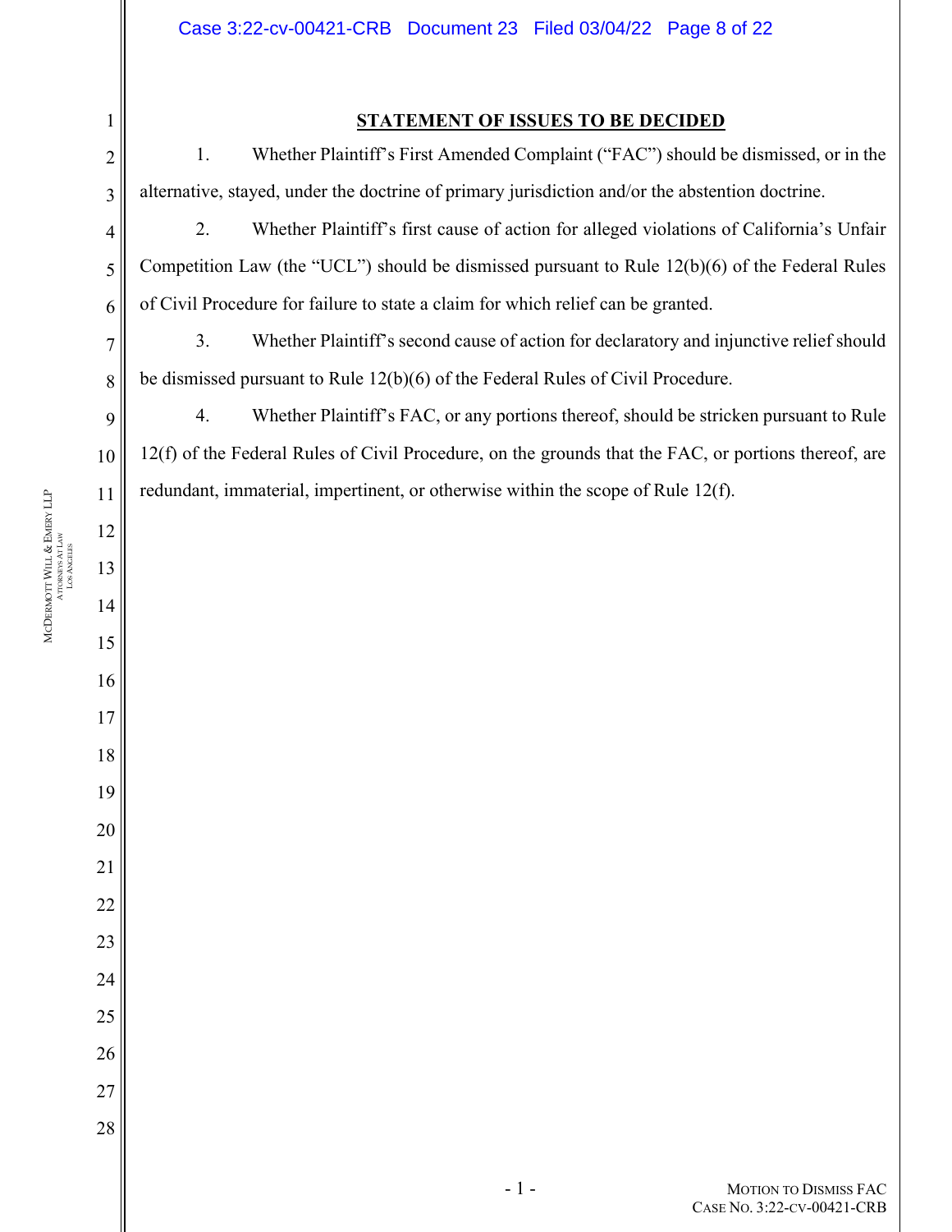**STATEMENT OF ISSUES TO BE DECIDED**

1. Whether Plaintiff's First Amended Complaint ("FAC") should be dismissed, or in the alternative, stayed, under the doctrine of primary jurisdiction and/or the abstention doctrine.

2. Whether Plaintiff's first cause of action for alleged violations of California's Unfair Competition Law (the "UCL") should be dismissed pursuant to Rule 12(b)(6) of the Federal Rules of Civil Procedure for failure to state a claim for which relief can be granted.

3. Whether Plaintiff's second cause of action for declaratory and injunctive relief should be dismissed pursuant to Rule 12(b)(6) of the Federal Rules of Civil Procedure.

4. Whether Plaintiff's FAC, or any portions thereof, should be stricken pursuant to Rule 12(f) of the Federal Rules of Civil Procedure, on the grounds that the FAC, or portions thereof, are redundant, immaterial, impertinent, or otherwise within the scope of Rule 12(f).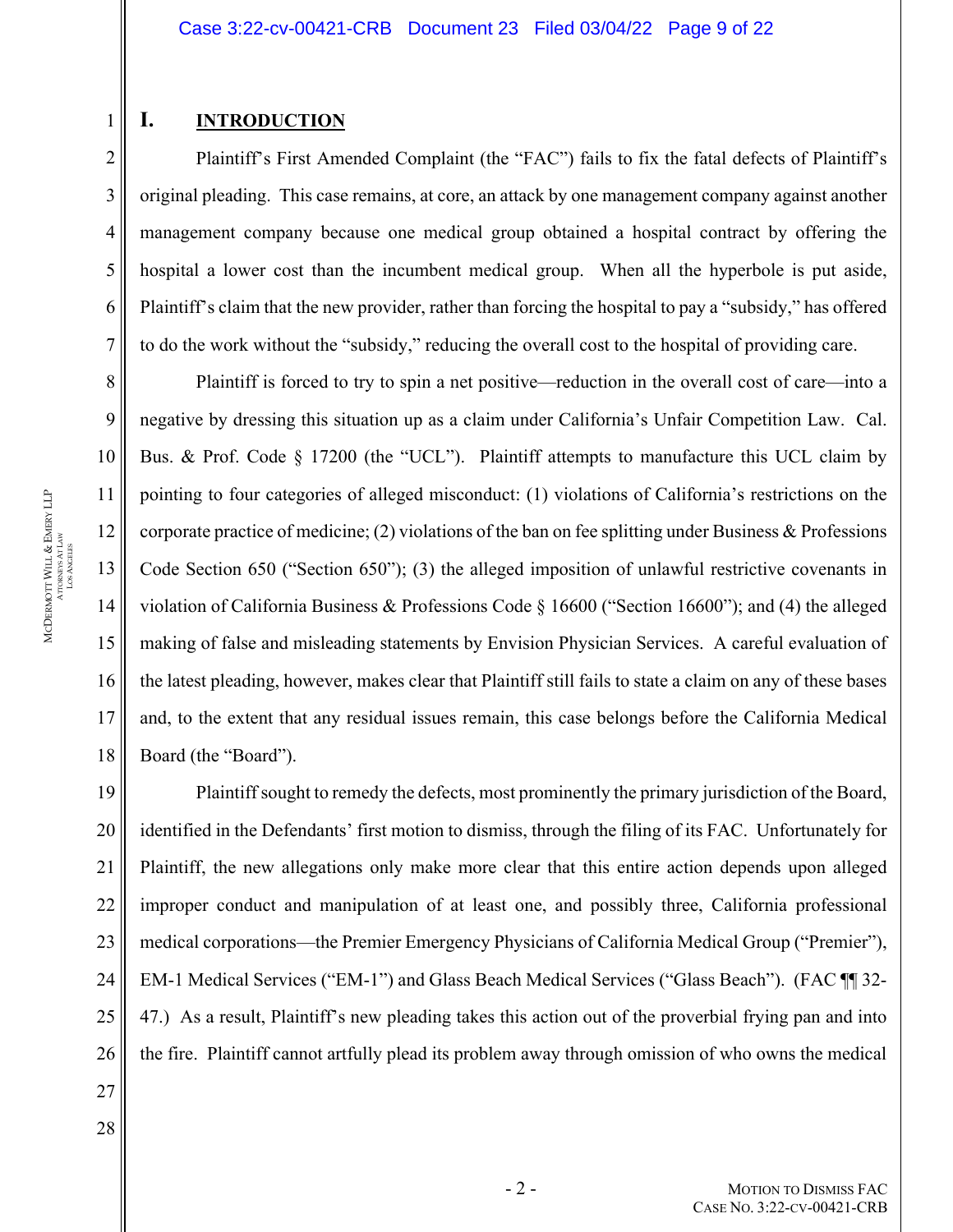# I. INTRODUCTION

Plaintiff's First Amended Complaint (the "FAC") fails to fix the fatal defects of Plaintiff's original pleading. This case remains, at core, an attack by one management company against another management company because one medical group obtained a hospital contract by offering the hospital a lower cost than the incumbent medical group. When all the hyperbole is put aside, Plaintiff's claim that the new provider, rather than forcing the hospital to pay a "subsidy," has offered to do the work without the "subsidy," reducing the overall cost to the hospital of providing care.

Plaintiff is forced to try to spin a net positive—reduction in the overall cost of care—into a negative by dressing this situation up as a claim under California's Unfair Competition Law. Cal. Bus. & Prof. Code § 17200 (the "UCL"). Plaintiff attempts to manufacture this UCL claim by pointing to four categories of alleged misconduct: (1) violations of California's restrictions on the corporate practice of medicine; (2) violations of the ban on fee splitting under Business & Professions Code Section 650 ("Section 650"); (3) the alleged imposition of unlawful restrictive covenants in violation of California Business & Professions Code § 16600 ("Section 16600"); and (4) the alleged making of false and misleading statements by Envision Physician Services. A careful evaluation of the latest pleading, however, makes clear that Plaintiff still fails to state a claim on any of these bases and, to the extent that any residual issues remain, this case belongs before the California Medical Board (the "Board").

Plaintiff sought to remedy the defects, most prominently the primary jurisdiction of the Board, identified in the Defendants' first motion to dismiss, through the filing of its FAC. Unfortunately for Plaintiff, the new allegations only make more clear that this entire action depends upon alleged improper conduct and manipulation of at least one, and possibly three, California professional medical corporations—the Premier Emergency Physicians of California Medical Group ("Premier"), EM-1 Medical Services ("EM-1") and Glass Beach Medical Services ("Glass Beach"). (FAC ¶¶ 32-47.) As a result, Plaintiff's new pleading takes this action out of the proverbial frying pan and into the fire. Plaintiff cannot artfully plead its problem away through omission of who owns the medical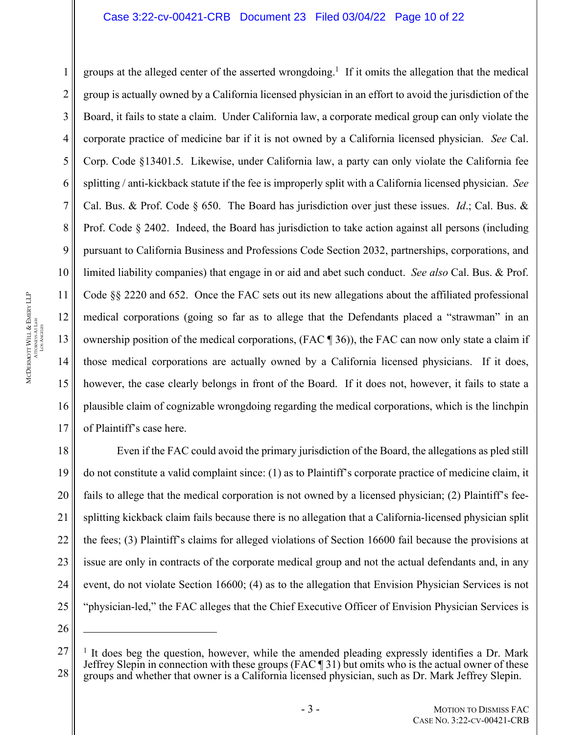groups at the alleged center of the asserted wrongdoing.[1] If it omits the allegation that the medical group is actually owned by a California licensed physician in an effort to avoid the jurisdiction of the Board, it fails to state a claim. Under California law, a corporate medical group can only violate the corporate practice of medicine bar if it is not owned by a California licensed physician. *See* Cal. Corp. Code §13401.5. Likewise, under California law, a party can only violate the California fee splitting / anti-kickback statute if the fee is improperly split with a California licensed physician. *See* Cal. Bus. & Prof. Code § 650. The Board has jurisdiction over just these issues. *Id*.; Cal. Bus. & Prof. Code § 2402. Indeed, the Board has jurisdiction to take action against all persons (including pursuant to California Business and Professions Code Section 2032, partnerships, corporations, and limited liability companies) that engage in or aid and abet such conduct. *See also* Cal. Bus. & Prof. Code §§ 2220 and 652. Once the FAC sets out its new allegations about the affiliated professional medical corporations (going so far as to allege that the Defendants placed a "strawman" in an ownership position of the medical corporations, (FAC ¶ 36)), the FAC can now only state a claim if those medical corporations are actually owned by a California licensed physicians. If it does, however, the case clearly belongs in front of the Board. If it does not, however, it fails to state a plausible claim of cognizable wrongdoing regarding the medical corporations, which is the linchpin of Plaintiff's case here.

Even if the FAC could avoid the primary jurisdiction of the Board, the allegations as pled still do not constitute a valid complaint since: (1) as to Plaintiff's corporate practice of medicine claim, it fails to allege that the medical corporation is not owned by a licensed physician; (2) Plaintiff's fee-splitting kickback claim fails because there is no allegation that a California-licensed physician split the fees; (3) Plaintiff's claims for alleged violations of Section 16600 fail because the provisions at issue are only in contracts of the corporate medical group and not the actual defendants and, in any event, do not violate Section 16600; (4) as to the allegation that Envision Physician Services is not "physician-led," the FAC alleges that the Chief Executive Officer of Envision Physician Services is

---

[1] It does beg the question, however, while the amended pleading expressly identifies a Dr. Mark Jeffrey Slepin in connection with these groups (FAC ¶ 31) but omits who is the actual owner of these groups and whether that owner is a California licensed physician, such as Dr. Mark Jeffrey Slepin.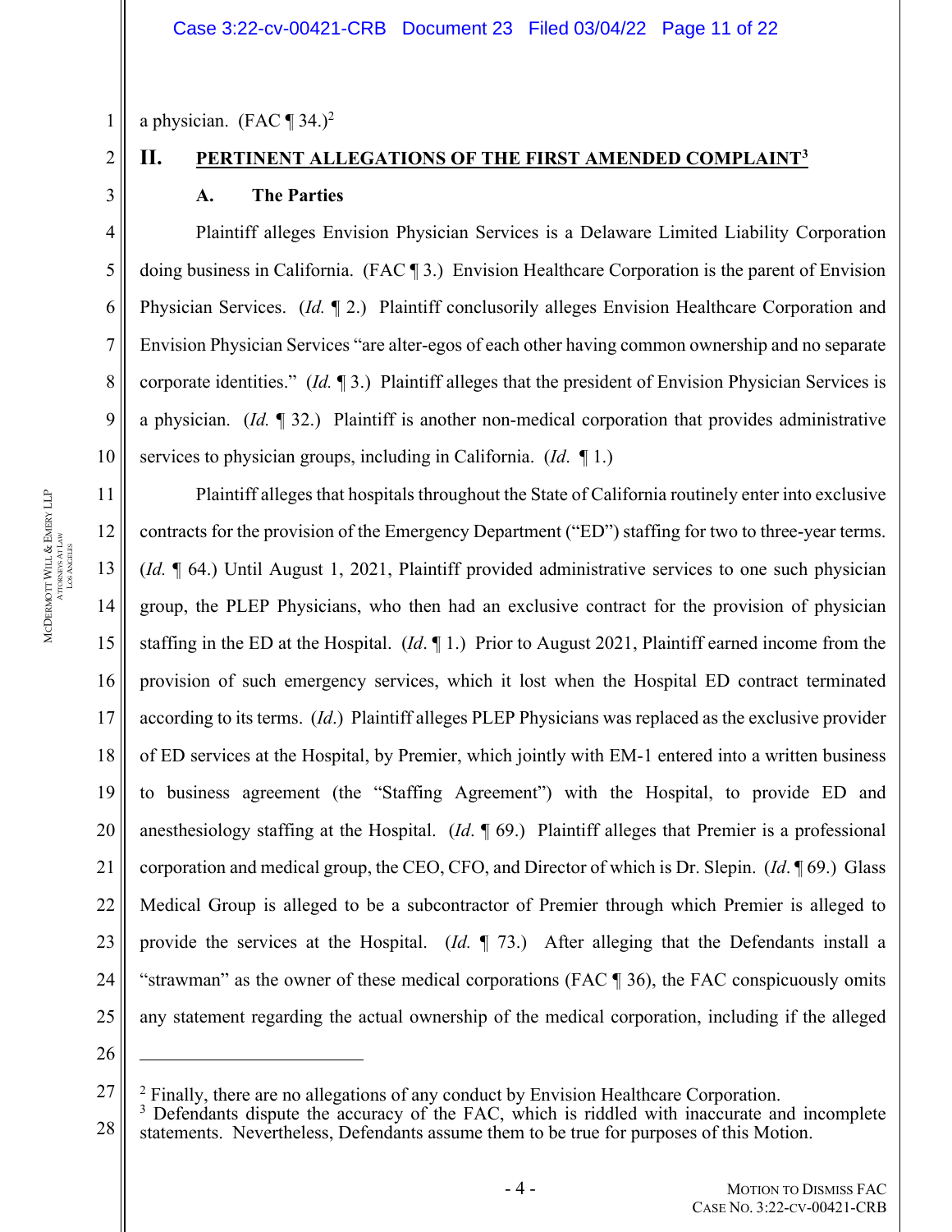a physician. (FAC ¶ 34.)[2]

## II. PERTINENT ALLEGATIONS OF THE FIRST AMENDED COMPLAINT[3]

### A. The Parties

Plaintiff alleges Envision Physician Services is a Delaware Limited Liability Corporation doing business in California. (FAC ¶ 3.) Envision Healthcare Corporation is the parent of Envision Physician Services. (*Id.* ¶ 2.) Plaintiff conclusorily alleges Envision Healthcare Corporation and Envision Physician Services "are alter-egos of each other having common ownership and no separate corporate identities." (*Id.* ¶ 3.) Plaintiff alleges that the president of Envision Physician Services is a physician. (*Id.* ¶ 32.) Plaintiff is another non-medical corporation that provides administrative services to physician groups, including in California. (*Id.* ¶ 1.)

Plaintiff alleges that hospitals throughout the State of California routinely enter into exclusive contracts for the provision of the Emergency Department ("ED") staffing for two to three-year terms. (*Id.* ¶ 64.) Until August 1, 2021, Plaintiff provided administrative services to one such physician group, the PLEP Physicians, who then had an exclusive contract for the provision of physician staffing in the ED at the Hospital. (*Id*. ¶ 1.) Prior to August 2021, Plaintiff earned income from the provision of such emergency services, which it lost when the Hospital ED contract terminated according to its terms. (*Id*.) Plaintiff alleges PLEP Physicians was replaced as the exclusive provider of ED services at the Hospital, by Premier, which jointly with EM-1 entered into a written business to business agreement (the "Staffing Agreement") with the Hospital, to provide ED and anesthesiology staffing at the Hospital. (*Id*. ¶ 69.) Plaintiff alleges that Premier is a professional corporation and medical group, the CEO, CFO, and Director of which is Dr. Slepin. (*Id*. ¶ 69.) Glass Medical Group is alleged to be a subcontractor of Premier through which Premier is alleged to provide the services at the Hospital. (*Id.* ¶ 73.) After alleging that the Defendants install a "strawman" as the owner of these medical corporations (FAC ¶ 36), the FAC conspicuously omits any statement regarding the actual ownership of the medical corporation, including if the alleged

---

[2] Finally, there are no allegations of any conduct by Envision Healthcare Corporation.

[3] Defendants dispute the accuracy of the FAC, which is riddled with inaccurate and incomplete statements. Nevertheless, Defendants assume them to be true for purposes of this Motion.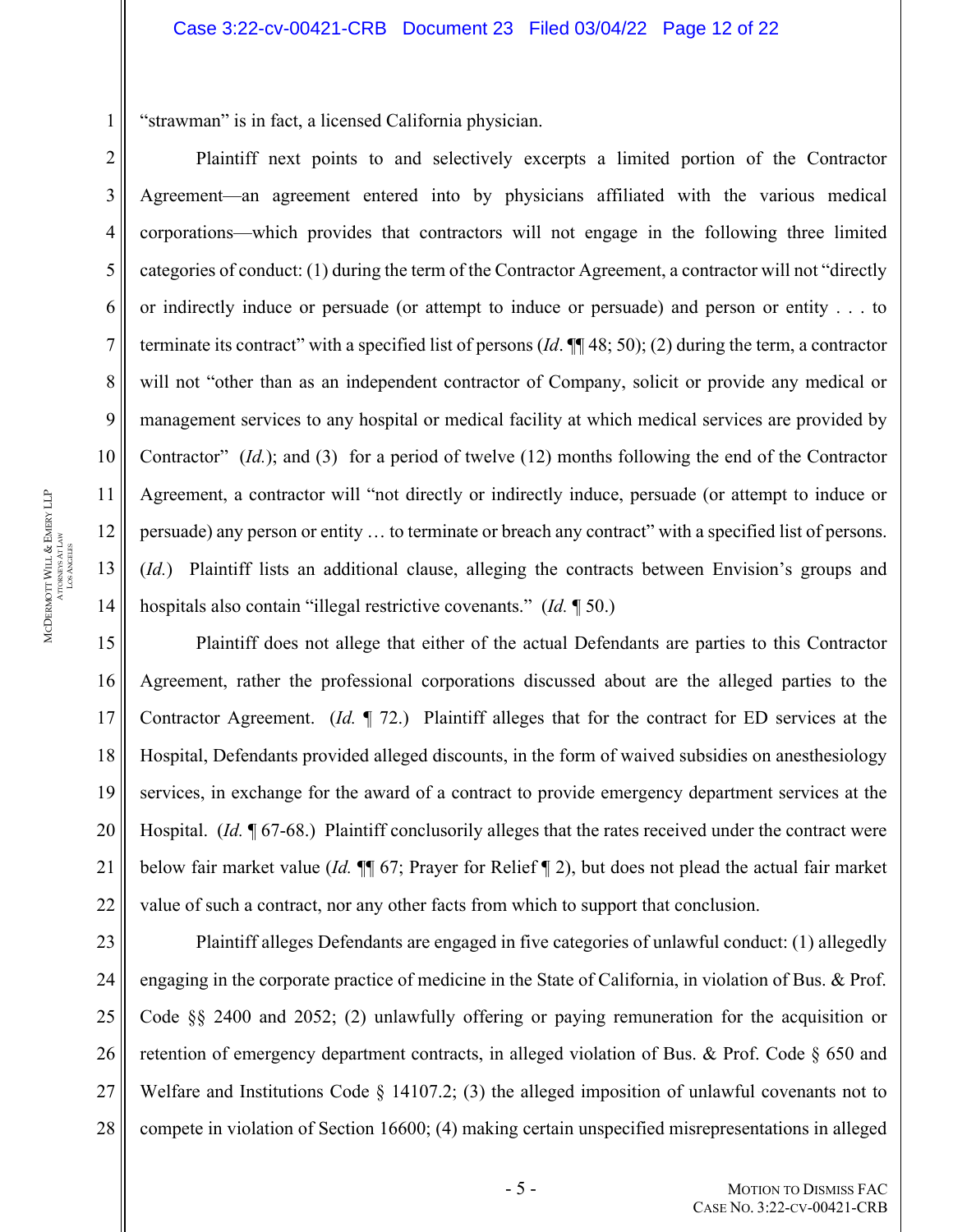"strawman" is in fact, a licensed California physician.

Plaintiff next points to and selectively excerpts a limited portion of the Contractor Agreement—an agreement entered into by physicians affiliated with the various medical corporations—which provides that contractors will not engage in the following three limited categories of conduct: (1) during the term of the Contractor Agreement, a contractor will not "directly or indirectly induce or persuade (or attempt to induce or persuade) and person or entity . . . to terminate its contract" with a specified list of persons (*Id*. ¶¶ 48; 50); (2) during the term, a contractor will not "other than as an independent contractor of Company, solicit or provide any medical or management services to any hospital or medical facility at which medical services are provided by Contractor" (*Id.*); and (3) for a period of twelve (12) months following the end of the Contractor Agreement, a contractor will "not directly or indirectly induce, persuade (or attempt to induce or persuade) any person or entity … to terminate or breach any contract" with a specified list of persons. (*Id.*) Plaintiff lists an additional clause, alleging the contracts between Envision's groups and hospitals also contain "illegal restrictive covenants." (*Id.* ¶ 50.)

Plaintiff does not allege that either of the actual Defendants are parties to this Contractor Agreement, rather the professional corporations discussed about are the alleged parties to the Contractor Agreement. (*Id.* ¶ 72.) Plaintiff alleges that for the contract for ED services at the Hospital, Defendants provided alleged discounts, in the form of waived subsidies on anesthesiology services, in exchange for the award of a contract to provide emergency department services at the Hospital. (*Id.* ¶ 67-68.) Plaintiff conclusorily alleges that the rates received under the contract were below fair market value (*Id.* ¶¶ 67; Prayer for Relief ¶ 2), but does not plead the actual fair market value of such a contract, nor any other facts from which to support that conclusion.

Plaintiff alleges Defendants are engaged in five categories of unlawful conduct: (1) allegedly engaging in the corporate practice of medicine in the State of California, in violation of Bus. & Prof. Code §§ 2400 and 2052; (2) unlawfully offering or paying remuneration for the acquisition or retention of emergency department contracts, in alleged violation of Bus. & Prof. Code § 650 and Welfare and Institutions Code § 14107.2; (3) the alleged imposition of unlawful covenants not to compete in violation of Section 16600; (4) making certain unspecified misrepresentations in alleged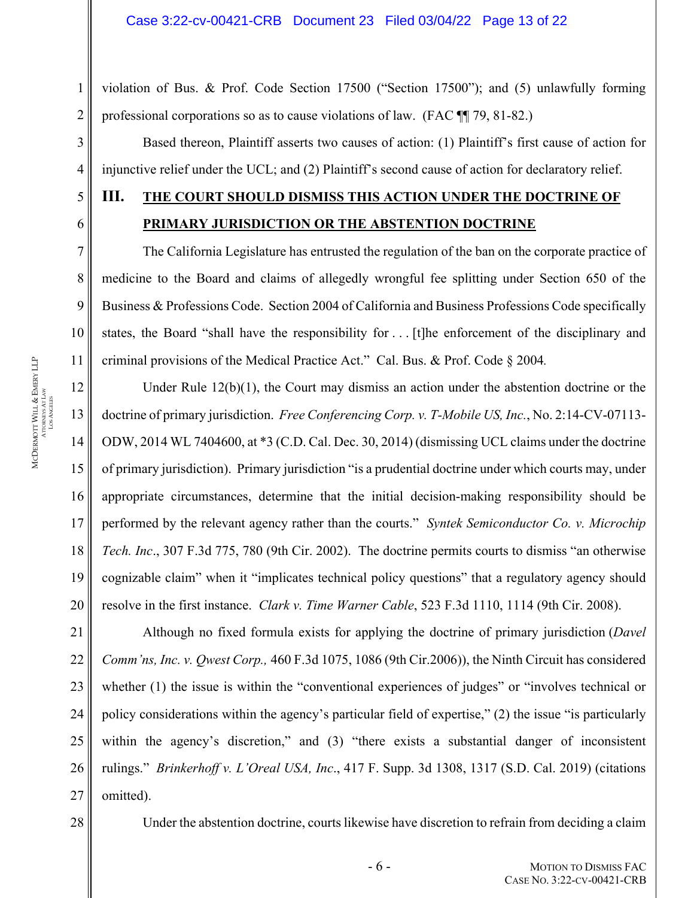violation of Bus. & Prof. Code Section 17500 ("Section 17500"); and (5) unlawfully forming professional corporations so as to cause violations of law. (FAC ¶¶ 79, 81-82.)

Based thereon, Plaintiff asserts two causes of action: (1) Plaintiff's first cause of action for injunctive relief under the UCL; and (2) Plaintiff's second cause of action for declaratory relief.

## III. THE COURT SHOULD DISMISS THIS ACTION UNDER THE DOCTRINE OF PRIMARY JURISDICTION OR THE ABSTENTION DOCTRINE

The California Legislature has entrusted the regulation of the ban on the corporate practice of medicine to the Board and claims of allegedly wrongful fee splitting under Section 650 of the Business & Professions Code. Section 2004 of California and Business Professions Code specifically states, the Board "shall have the responsibility for . . . [t]he enforcement of the disciplinary and criminal provisions of the Medical Practice Act." Cal. Bus. & Prof. Code § 2004.

Under Rule 12(b)(1), the Court may dismiss an action under the abstention doctrine or the doctrine of primary jurisdiction. *Free Conferencing Corp. v. T-Mobile US, Inc.*, No. 2:14-CV-07113-ODW, 2014 WL 7404600, at *3 (C.D. Cal. Dec. 30, 2014) (dismissing UCL claims under the doctrine of primary jurisdiction). Primary jurisdiction "is a prudential doctrine under which courts may, under appropriate circumstances, determine that the initial decision-making responsibility should be performed by the relevant agency rather than the courts." *Syntek Semiconductor Co. v. Microchip Tech. Inc*., 307 F.3d 775, 780 (9th Cir. 2002). The doctrine permits courts to dismiss "an otherwise cognizable claim" when it "implicates technical policy questions" that a regulatory agency should resolve in the first instance. *Clark v. Time Warner Cable*, 523 F.3d 1110, 1114 (9th Cir. 2008).

Although no fixed formula exists for applying the doctrine of primary jurisdiction (*Davel Comm'ns, Inc. v. Qwest Corp.,* 460 F.3d 1075, 1086 (9th Cir.2006)), the Ninth Circuit has considered whether (1) the issue is within the "conventional experiences of judges" or "involves technical or policy considerations within the agency's particular field of expertise," (2) the issue "is particularly within the agency's discretion," and (3) "there exists a substantial danger of inconsistent rulings." *Brinkerhoff v. L'Oreal USA, Inc*., 417 F. Supp. 3d 1308, 1317 (S.D. Cal. 2019) (citations omitted).

Under the abstention doctrine, courts likewise have discretion to refrain from deciding a claim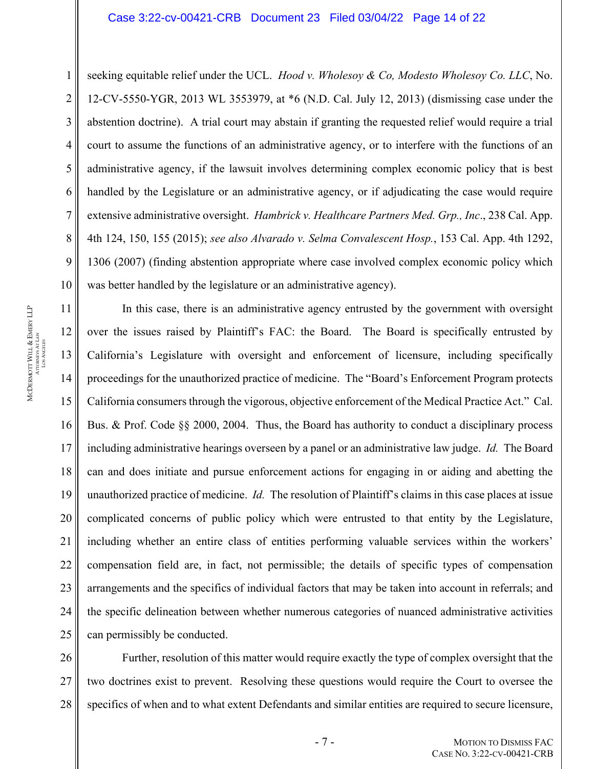seeking equitable relief under the UCL. *Hood v. Wholesoy & Co, Modesto Wholesoy Co. LLC*, No. 12-CV-5550-YGR, 2013 WL 3553979, at *6 (N.D. Cal. July 12, 2013) (dismissing case under the abstention doctrine). A trial court may abstain if granting the requested relief would require a trial court to assume the functions of an administrative agency, or to interfere with the functions of an administrative agency, if the lawsuit involves determining complex economic policy that is best handled by the Legislature or an administrative agency, or if adjudicating the case would require extensive administrative oversight. *Hambrick v. Healthcare Partners Med. Grp., Inc*., 238 Cal. App. 4th 124, 150, 155 (2015); *see also Alvarado v. Selma Convalescent Hosp.*, 153 Cal. App. 4th 1292, 1306 (2007) (finding abstention appropriate where case involved complex economic policy which was better handled by the legislature or an administrative agency).

In this case, there is an administrative agency entrusted by the government with oversight over the issues raised by Plaintiff's FAC: the Board. The Board is specifically entrusted by California's Legislature with oversight and enforcement of licensure, including specifically proceedings for the unauthorized practice of medicine. The "Board's Enforcement Program protects California consumers through the vigorous, objective enforcement of the Medical Practice Act." Cal. Bus. & Prof. Code §§ 2000, 2004. Thus, the Board has authority to conduct a disciplinary process including administrative hearings overseen by a panel or an administrative law judge. *Id.* The Board can and does initiate and pursue enforcement actions for engaging in or aiding and abetting the unauthorized practice of medicine. *Id.* The resolution of Plaintiff's claims in this case places at issue complicated concerns of public policy which were entrusted to that entity by the Legislature, including whether an entire class of entities performing valuable services within the workers' compensation field are, in fact, not permissible; the details of specific types of compensation arrangements and the specifics of individual factors that may be taken into account in referrals; and the specific delineation between whether numerous categories of nuanced administrative activities can permissibly be conducted.

Further, resolution of this matter would require exactly the type of complex oversight that the two doctrines exist to prevent. Resolving these questions would require the Court to oversee the specifics of when and to what extent Defendants and similar entities are required to secure licensure,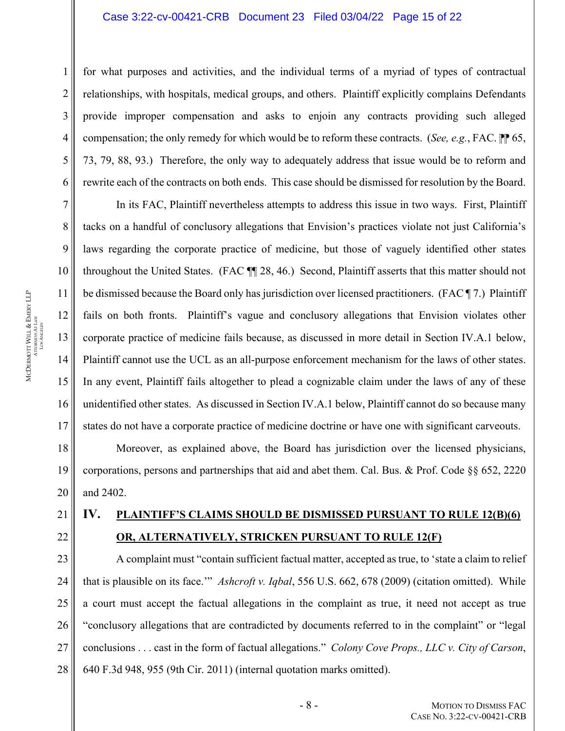for what purposes and activities, and the individual terms of a myriad of types of contractual relationships, with hospitals, medical groups, and others. Plaintiff explicitly complains Defendants provide improper compensation and asks to enjoin any contracts providing such alleged compensation; the only remedy for which would be to reform these contracts. (*See, e.g.*, FAC. ⁋⁋ 65, 73, 79, 88, 93.) Therefore, the only way to adequately address that issue would be to reform and rewrite each of the contracts on both ends. This case should be dismissed for resolution by the Board.

In its FAC, Plaintiff nevertheless attempts to address this issue in two ways. First, Plaintiff tacks on a handful of conclusory allegations that Envision's practices violate not just California's laws regarding the corporate practice of medicine, but those of vaguely identified other states throughout the United States. (FAC ¶¶ 28, 46.) Second, Plaintiff asserts that this matter should not be dismissed because the Board only has jurisdiction over licensed practitioners. (FAC ¶ 7.) Plaintiff fails on both fronts. Plaintiff's vague and conclusory allegations that Envision violates other corporate practice of medicine fails because, as discussed in more detail in Section IV.A.1 below, Plaintiff cannot use the UCL as an all-purpose enforcement mechanism for the laws of other states. In any event, Plaintiff fails altogether to plead a cognizable claim under the laws of any of these unidentified other states. As discussed in Section IV.A.1 below, Plaintiff cannot do so because many states do not have a corporate practice of medicine doctrine or have one with significant carveouts.

Moreover, as explained above, the Board has jurisdiction over the licensed physicians, corporations, persons and partnerships that aid and abet them. Cal. Bus. & Prof. Code §§ 652, 2220 and 2402.

## IV. PLAINTIFF'S CLAIMS SHOULD BE DISMISSED PURSUANT TO RULE 12(B)(6) OR, ALTERNATIVELY, STRICKEN PURSUANT TO RULE 12(F)

A complaint must "contain sufficient factual matter, accepted as true, to 'state a claim to relief that is plausible on its face.'" *Ashcroft v. Iqbal*, 556 U.S. 662, 678 (2009) (citation omitted). While a court must accept the factual allegations in the complaint as true, it need not accept as true "conclusory allegations that are contradicted by documents referred to in the complaint" or "legal conclusions . . . cast in the form of factual allegations." *Colony Cove Props., LLC v. City of Carson*, 640 F.3d 948, 955 (9th Cir. 2011) (internal quotation marks omitted).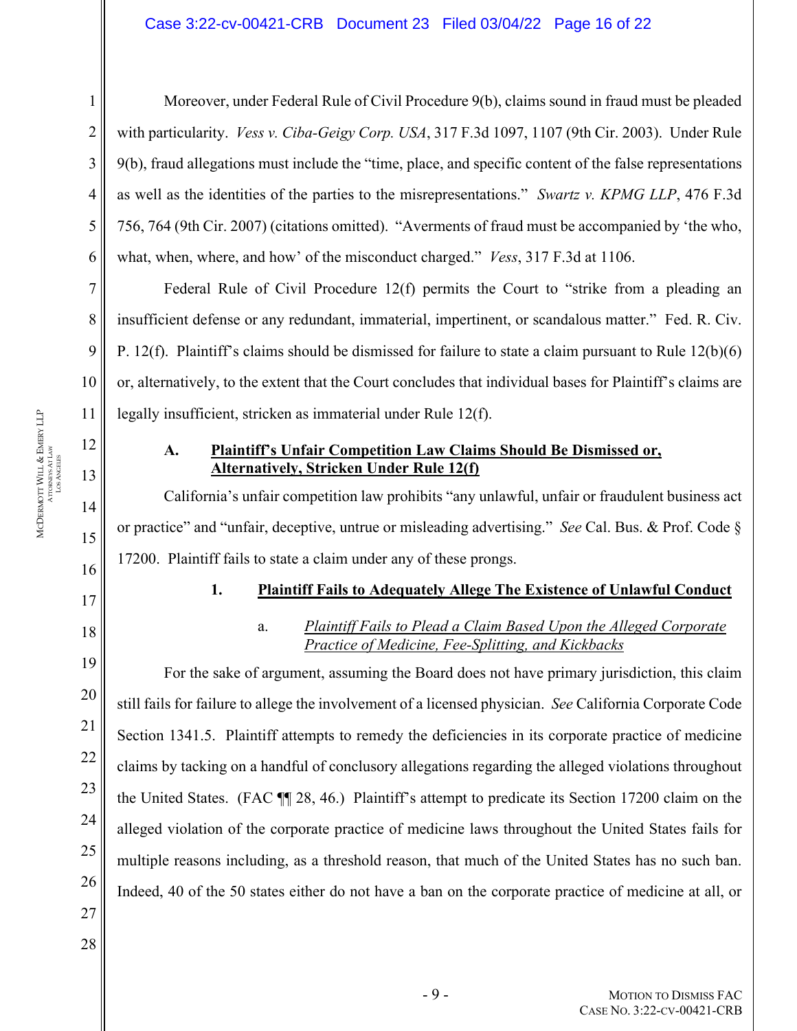Moreover, under Federal Rule of Civil Procedure 9(b), claims sound in fraud must be pleaded with particularity. *Vess v. Ciba-Geigy Corp. USA*, 317 F.3d 1097, 1107 (9th Cir. 2003). Under Rule 9(b), fraud allegations must include the "time, place, and specific content of the false representations as well as the identities of the parties to the misrepresentations." *Swartz v. KPMG LLP*, 476 F.3d 756, 764 (9th Cir. 2007) (citations omitted). "Averments of fraud must be accompanied by 'the who, what, when, where, and how' of the misconduct charged." *Vess*, 317 F.3d at 1106.

Federal Rule of Civil Procedure 12(f) permits the Court to "strike from a pleading an insufficient defense or any redundant, immaterial, impertinent, or scandalous matter." Fed. R. Civ. P. 12(f). Plaintiff's claims should be dismissed for failure to state a claim pursuant to Rule 12(b)(6) or, alternatively, to the extent that the Court concludes that individual bases for Plaintiff's claims are legally insufficient, stricken as immaterial under Rule 12(f).

## A. Plaintiff's Unfair Competition Law Claims Should Be Dismissed or, Alternatively, Stricken Under Rule 12(f)

California's unfair competition law prohibits "any unlawful, unfair or fraudulent business act or practice" and "unfair, deceptive, untrue or misleading advertising." *See* Cal. Bus. & Prof. Code § 17200. Plaintiff fails to state a claim under any of these prongs.

### 1. Plaintiff Fails to Adequately Allege The Existence of Unlawful Conduct

#### a. *Plaintiff Fails to Plead a Claim Based Upon the Alleged Corporate Practice of Medicine, Fee-Splitting, and Kickbacks*

For the sake of argument, assuming the Board does not have primary jurisdiction, this claim still fails for failure to allege the involvement of a licensed physician. *See* California Corporate Code Section 1341.5. Plaintiff attempts to remedy the deficiencies in its corporate practice of medicine claims by tacking on a handful of conclusory allegations regarding the alleged violations throughout the United States. (FAC ¶¶ 28, 46.) Plaintiff's attempt to predicate its Section 17200 claim on the alleged violation of the corporate practice of medicine laws throughout the United States fails for multiple reasons including, as a threshold reason, that much of the United States has no such ban. Indeed, 40 of the 50 states either do not have a ban on the corporate practice of medicine at all, or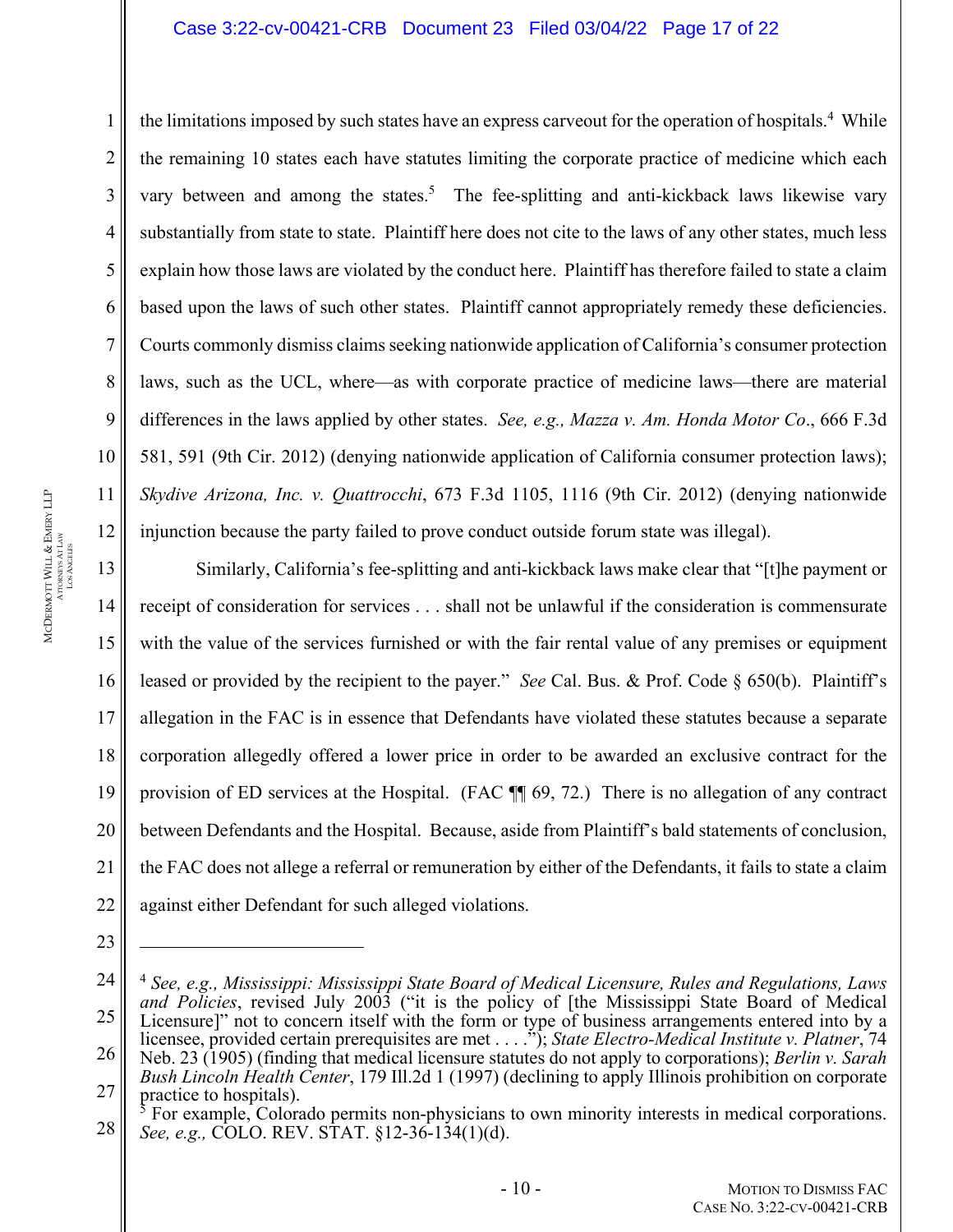the limitations imposed by such states have an express carveout for the operation of hospitals.[4] While the remaining 10 states each have statutes limiting the corporate practice of medicine which each vary between and among the states.[5] The fee-splitting and anti-kickback laws likewise vary substantially from state to state. Plaintiff here does not cite to the laws of any other states, much less explain how those laws are violated by the conduct here. Plaintiff has therefore failed to state a claim based upon the laws of such other states. Plaintiff cannot appropriately remedy these deficiencies. Courts commonly dismiss claims seeking nationwide application of California's consumer protection laws, such as the UCL, where—as with corporate practice of medicine laws—there are material differences in the laws applied by other states. *See, e.g., Mazza v. Am. Honda Motor Co*., 666 F.3d 581, 591 (9th Cir. 2012) (denying nationwide application of California consumer protection laws); *Skydive Arizona, Inc. v. Quattrocchi*, 673 F.3d 1105, 1116 (9th Cir. 2012) (denying nationwide injunction because the party failed to prove conduct outside forum state was illegal).

Similarly, California's fee-splitting and anti-kickback laws make clear that "[t]he payment or receipt of consideration for services . . . shall not be unlawful if the consideration is commensurate with the value of the services furnished or with the fair rental value of any premises or equipment leased or provided by the recipient to the payer." *See* Cal. Bus. & Prof. Code § 650(b). Plaintiff's allegation in the FAC is in essence that Defendants have violated these statutes because a separate corporation allegedly offered a lower price in order to be awarded an exclusive contract for the provision of ED services at the Hospital. (FAC ¶¶ 69, 72.) There is no allegation of any contract between Defendants and the Hospital. Because, aside from Plaintiff's bald statements of conclusion, the FAC does not allege a referral or remuneration by either of the Defendants, it fails to state a claim against either Defendant for such alleged violations.

---

[4] *See, e.g., Mississippi: Mississippi State Board of Medical Licensure, Rules and Regulations, Laws and Policies*, revised July 2003 ("it is the policy of [the Mississippi State Board of Medical Licensure]" not to concern itself with the form or type of business arrangements entered into by a licensee, provided certain prerequisites are met . . . ."); *State Electro-Medical Institute v. Platner*, 74 Neb. 23 (1905) (finding that medical licensure statutes do not apply to corporations); *Berlin v. Sarah Bush Lincoln Health Center*, 179 Ill.2d 1 (1997) (declining to apply Illinois prohibition on corporate practice to hospitals).

[5] For example, Colorado permits non-physicians to own minority interests in medical corporations. *See, e.g.,* COLO. REV. STAT. §12-36-134(1)(d).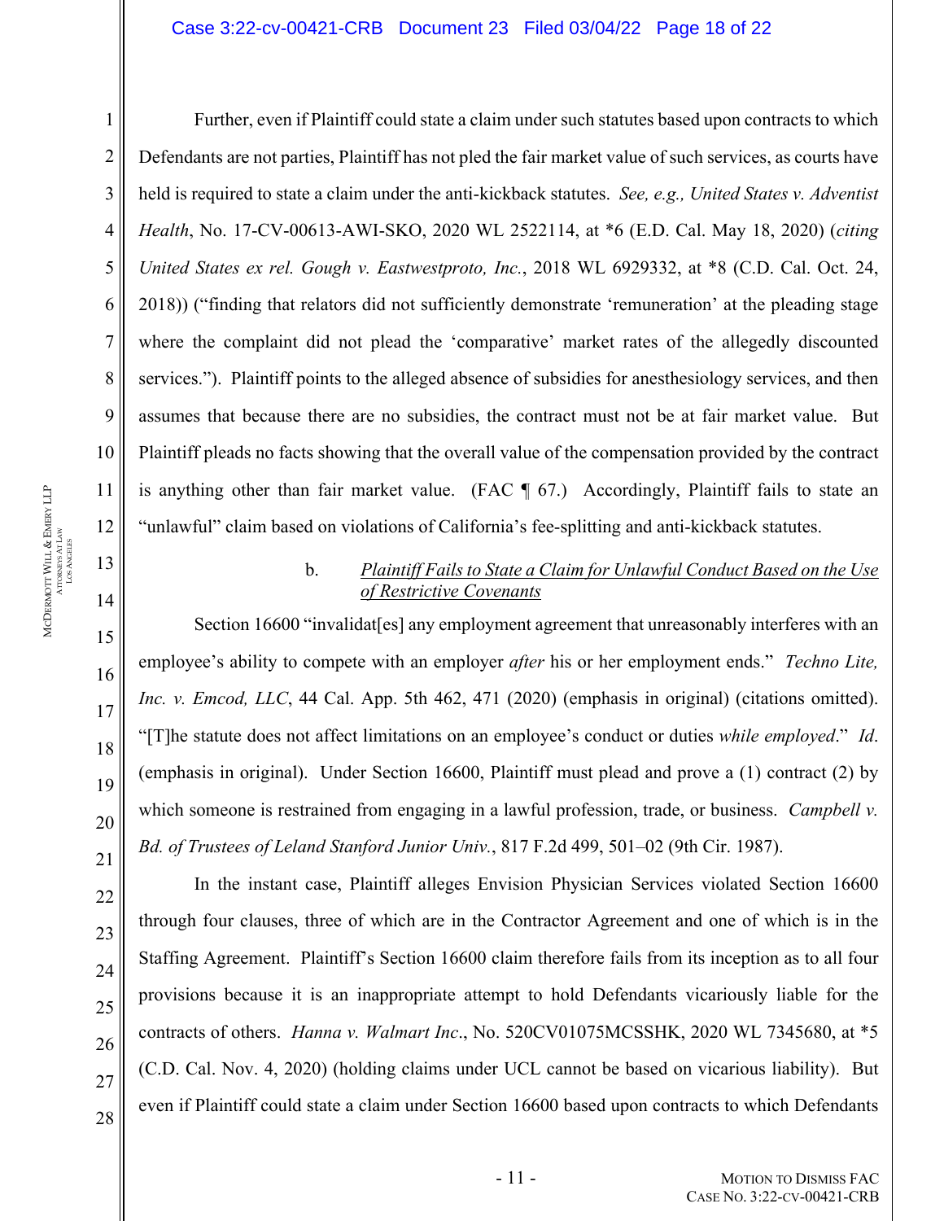Further, even if Plaintiff could state a claim under such statutes based upon contracts to which Defendants are not parties, Plaintiff has not pled the fair market value of such services, as courts have held is required to state a claim under the anti-kickback statutes. *See, e.g., United States v. Adventist Health*, No. 17-CV-00613-AWI-SKO, 2020 WL 2522114, at *6 (E.D. Cal. May 18, 2020) (*citing United States ex rel. Gough v. Eastwestproto, Inc.*, 2018 WL 6929332, at *8 (C.D. Cal. Oct. 24, 2018)) ("finding that relators did not sufficiently demonstrate 'remuneration' at the pleading stage where the complaint did not plead the 'comparative' market rates of the allegedly discounted services."). Plaintiff points to the alleged absence of subsidies for anesthesiology services, and then assumes that because there are no subsidies, the contract must not be at fair market value. But Plaintiff pleads no facts showing that the overall value of the compensation provided by the contract is anything other than fair market value. (FAC ¶ 67.) Accordingly, Plaintiff fails to state an "unlawful" claim based on violations of California's fee-splitting and anti-kickback statutes.

b. <u>Plaintiff Fails to State a Claim for Unlawful Conduct Based on the Use of Restrictive Covenants</u>

Section 16600 "invalidat[es] any employment agreement that unreasonably interferes with an employee's ability to compete with an employer *after* his or her employment ends." *Techno Lite, Inc. v. Emcod, LLC*, 44 Cal. App. 5th 462, 471 (2020) (emphasis in original) (citations omitted). "[T]he statute does not affect limitations on an employee's conduct or duties *while employed*." *Id*. (emphasis in original). Under Section 16600, Plaintiff must plead and prove a (1) contract (2) by which someone is restrained from engaging in a lawful profession, trade, or business. *Campbell v. Bd. of Trustees of Leland Stanford Junior Univ.*, 817 F.2d 499, 501–02 (9th Cir. 1987).

In the instant case, Plaintiff alleges Envision Physician Services violated Section 16600 through four clauses, three of which are in the Contractor Agreement and one of which is in the Staffing Agreement. Plaintiff's Section 16600 claim therefore fails from its inception as to all four provisions because it is an inappropriate attempt to hold Defendants vicariously liable for the contracts of others. *Hanna v. Walmart Inc*., No. 520CV01075MCSSHK, 2020 WL 7345680, at *5 (C.D. Cal. Nov. 4, 2020) (holding claims under UCL cannot be based on vicarious liability). But even if Plaintiff could state a claim under Section 16600 based upon contracts to which Defendants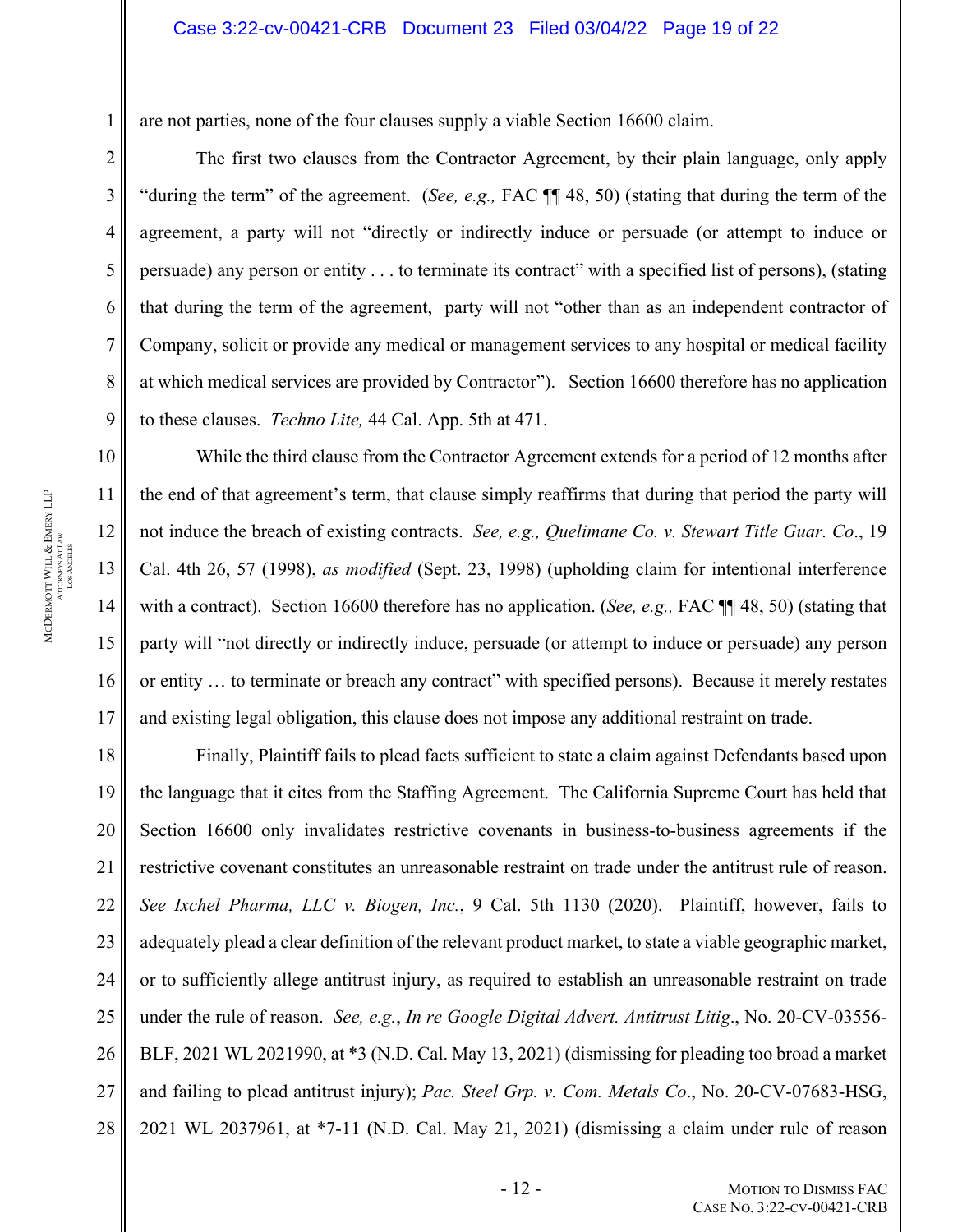are not parties, none of the four clauses supply a viable Section 16600 claim.

The first two clauses from the Contractor Agreement, by their plain language, only apply "during the term" of the agreement. (*See, e.g.,* FAC ¶¶ 48, 50) (stating that during the term of the agreement, a party will not "directly or indirectly induce or persuade (or attempt to induce or persuade) any person or entity . . . to terminate its contract" with a specified list of persons), (stating that during the term of the agreement, party will not "other than as an independent contractor of Company, solicit or provide any medical or management services to any hospital or medical facility at which medical services are provided by Contractor"). Section 16600 therefore has no application to these clauses. *Techno Lite,* 44 Cal. App. 5th at 471.

While the third clause from the Contractor Agreement extends for a period of 12 months after the end of that agreement's term, that clause simply reaffirms that during that period the party will not induce the breach of existing contracts. *See, e.g., Quelimane Co. v. Stewart Title Guar. Co*., 19 Cal. 4th 26, 57 (1998), *as modified* (Sept. 23, 1998) (upholding claim for intentional interference with a contract). Section 16600 therefore has no application. (*See, e.g.,* FAC ¶¶ 48, 50) (stating that party will "not directly or indirectly induce, persuade (or attempt to induce or persuade) any person or entity … to terminate or breach any contract" with specified persons). Because it merely restates and existing legal obligation, this clause does not impose any additional restraint on trade.

Finally, Plaintiff fails to plead facts sufficient to state a claim against Defendants based upon the language that it cites from the Staffing Agreement. The California Supreme Court has held that Section 16600 only invalidates restrictive covenants in business-to-business agreements if the restrictive covenant constitutes an unreasonable restraint on trade under the antitrust rule of reason. *See Ixchel Pharma, LLC v. Biogen, Inc.*, 9 Cal. 5th 1130 (2020). Plaintiff, however, fails to adequately plead a clear definition of the relevant product market, to state a viable geographic market, or to sufficiently allege antitrust injury, as required to establish an unreasonable restraint on trade under the rule of reason. *See, e.g.*, *In re Google Digital Advert. Antitrust Litig*., No. 20-CV-03556-BLF, 2021 WL 2021990, at *3 (N.D. Cal. May 13, 2021) (dismissing for pleading too broad a market and failing to plead antitrust injury); *Pac. Steel Grp. v. Com. Metals Co*., No. 20-CV-07683-HSG, 2021 WL 2037961, at *7-11 (N.D. Cal. May 21, 2021) (dismissing a claim under rule of reason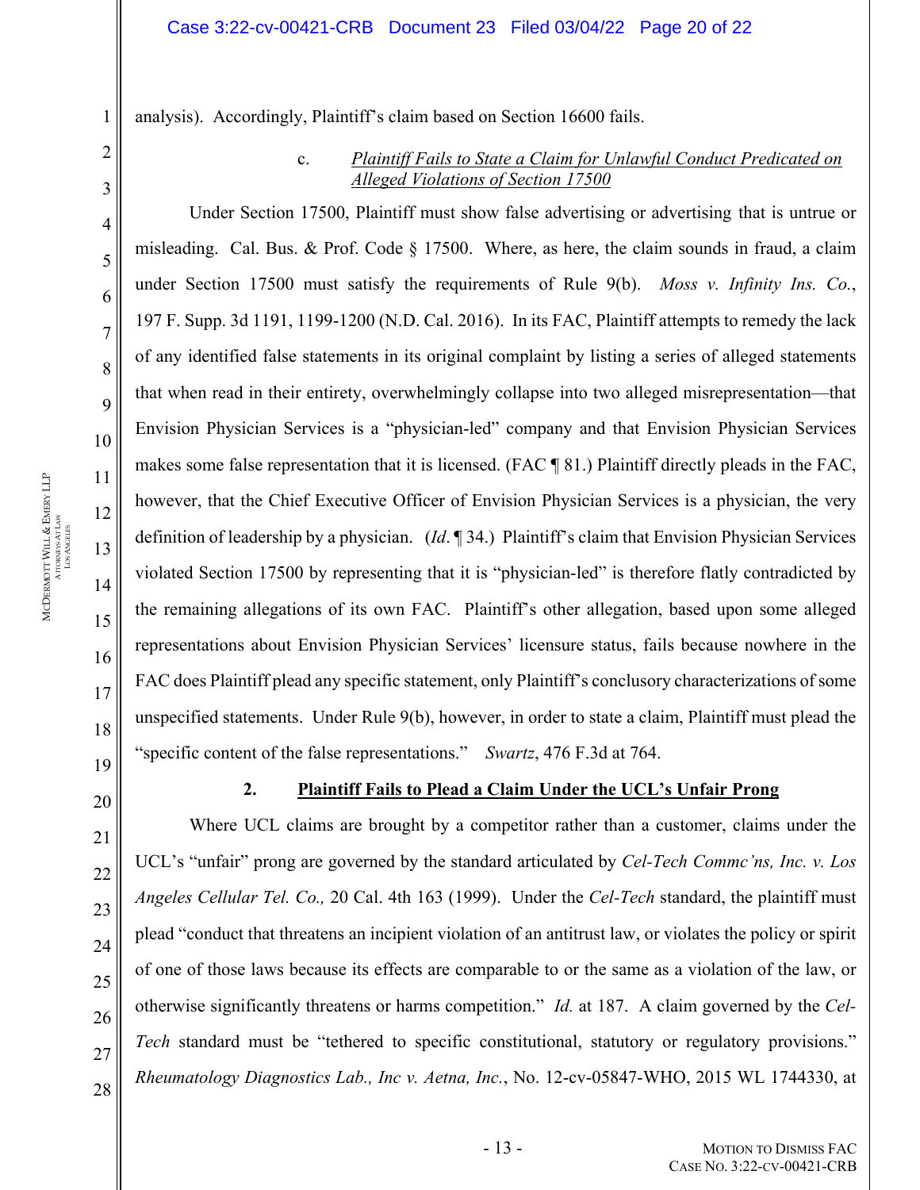analysis). Accordingly, Plaintiff's claim based on Section 16600 fails.

#### c. *Plaintiff Fails to State a Claim for Unlawful Conduct Predicated on Alleged Violations of Section 17500*

Under Section 17500, Plaintiff must show false advertising or advertising that is untrue or misleading. Cal. Bus. & Prof. Code § 17500. Where, as here, the claim sounds in fraud, a claim under Section 17500 must satisfy the requirements of Rule 9(b). *Moss v. Infinity Ins. Co.*, 197 F. Supp. 3d 1191, 1199-1200 (N.D. Cal. 2016). In its FAC, Plaintiff attempts to remedy the lack of any identified false statements in its original complaint by listing a series of alleged statements that when read in their entirety, overwhelmingly collapse into two alleged misrepresentation—that Envision Physician Services is a "physician-led" company and that Envision Physician Services makes some false representation that it is licensed. (FAC ¶ 81.) Plaintiff directly pleads in the FAC, however, that the Chief Executive Officer of Envision Physician Services is a physician, the very definition of leadership by a physician. (*Id.* ¶ 34.) Plaintiff's claim that Envision Physician Services violated Section 17500 by representing that it is "physician-led" is therefore flatly contradicted by the remaining allegations of its own FAC. Plaintiff's other allegation, based upon some alleged representations about Envision Physician Services' licensure status, fails because nowhere in the FAC does Plaintiff plead any specific statement, only Plaintiff's conclusory characterizations of some unspecified statements. Under Rule 9(b), however, in order to state a claim, Plaintiff must plead the "specific content of the false representations." *Swartz*, 476 F.3d at 764.

### 2. **Plaintiff Fails to Plead a Claim Under the UCL's Unfair Prong**

Where UCL claims are brought by a competitor rather than a customer, claims under the UCL's "unfair" prong are governed by the standard articulated by *Cel-Tech Commc'ns, Inc. v. Los Angeles Cellular Tel. Co.,* 20 Cal. 4th 163 (1999). Under the *Cel-Tech* standard, the plaintiff must plead "conduct that threatens an incipient violation of an antitrust law, or violates the policy or spirit of one of those laws because its effects are comparable to or the same as a violation of the law, or otherwise significantly threatens or harms competition." *Id.* at 187. A claim governed by the *Cel-Tech* standard must be "tethered to specific constitutional, statutory or regulatory provisions." *Rheumatology Diagnostics Lab., Inc v. Aetna, Inc.*, No. 12-cv-05847-WHO, 2015 WL 1744330, at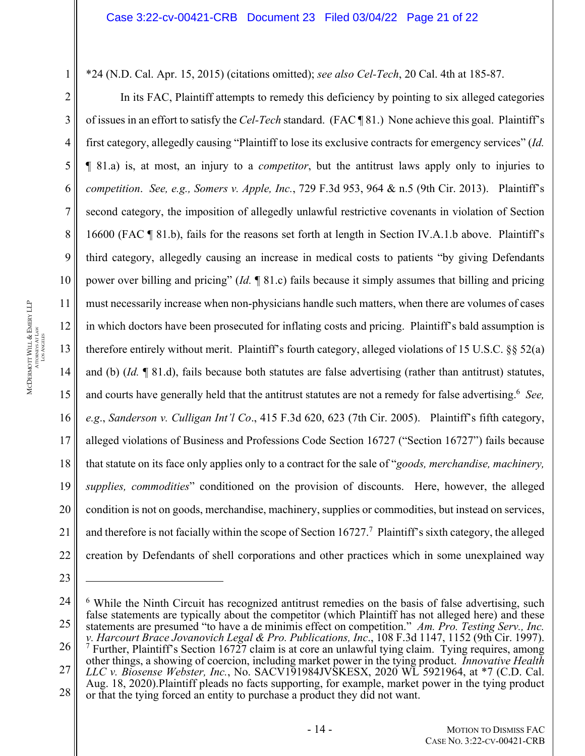*24 (N.D. Cal. Apr. 15, 2015) (citations omitted); *see also Cel-Tech*, 20 Cal. 4th at 185-87.

In its FAC, Plaintiff attempts to remedy this deficiency by pointing to six alleged categories of issues in an effort to satisfy the *Cel-Tech* standard. (FAC ¶ 81.) None achieve this goal. Plaintiff's first category, allegedly causing "Plaintiff to lose its exclusive contracts for emergency services" (*Id.* ¶ 81.a) is, at most, an injury to a *competitor*, but the antitrust laws apply only to injuries to *competition*. *See, e.g., Somers v. Apple, Inc.*, 729 F.3d 953, 964 & n.5 (9th Cir. 2013). Plaintiff's second category, the imposition of allegedly unlawful restrictive covenants in violation of Section 16600 (FAC ¶ 81.b), fails for the reasons set forth at length in Section IV.A.1.b above. Plaintiff's third category, allegedly causing an increase in medical costs to patients "by giving Defendants power over billing and pricing" (*Id.* ¶ 81.c) fails because it simply assumes that billing and pricing must necessarily increase when non-physicians handle such matters, when there are volumes of cases in which doctors have been prosecuted for inflating costs and pricing. Plaintiff's bald assumption is therefore entirely without merit. Plaintiff's fourth category, alleged violations of 15 U.S.C. §§ 52(a) and (b) (*Id.* ¶ 81.d), fails because both statutes are false advertising (rather than antitrust) statutes, and courts have generally held that the antitrust statutes are not a remedy for false advertising.[6] *See, e.g.*, *Sanderson v. Culligan Int'l Co*., 415 F.3d 620, 623 (7th Cir. 2005). Plaintiff's fifth category, alleged violations of Business and Professions Code Section 16727 ("Section 16727") fails because that statute on its face only applies only to a contract for the sale of "*goods, merchandise, machinery, supplies, commodities*" conditioned on the provision of discounts. Here, however, the alleged condition is not on goods, merchandise, machinery, supplies or commodities, but instead on services, and therefore is not facially within the scope of Section 16727.[7] Plaintiff's sixth category, the alleged creation by Defendants of shell corporations and other practices which in some unexplained way

---

[6] While the Ninth Circuit has recognized antitrust remedies on the basis of false advertising, such false statements are typically about the competitor (which Plaintiff has not alleged here) and these statements are presumed "to have a de minimis effect on competition." *Am. Pro. Testing Serv., Inc. v. Harcourt Brace Jovanovich Legal & Pro. Publications, Inc*., 108 F.3d 1147, 1152 (9th Cir. 1997).

[7] Further, Plaintiff's Section 16727 claim is at core an unlawful tying claim. Tying requires, among other things, a showing of coercion, including market power in the tying product. *Innovative Health LLC v. Biosense Webster, Inc.*, No. SACV191984JVSKESX, 2020 WL 5921964, at *7 (C.D. Cal. Aug. 18, 2020).Plaintiff pleads no facts supporting, for example, market power in the tying product or that the tying forced an entity to purchase a product they did not want.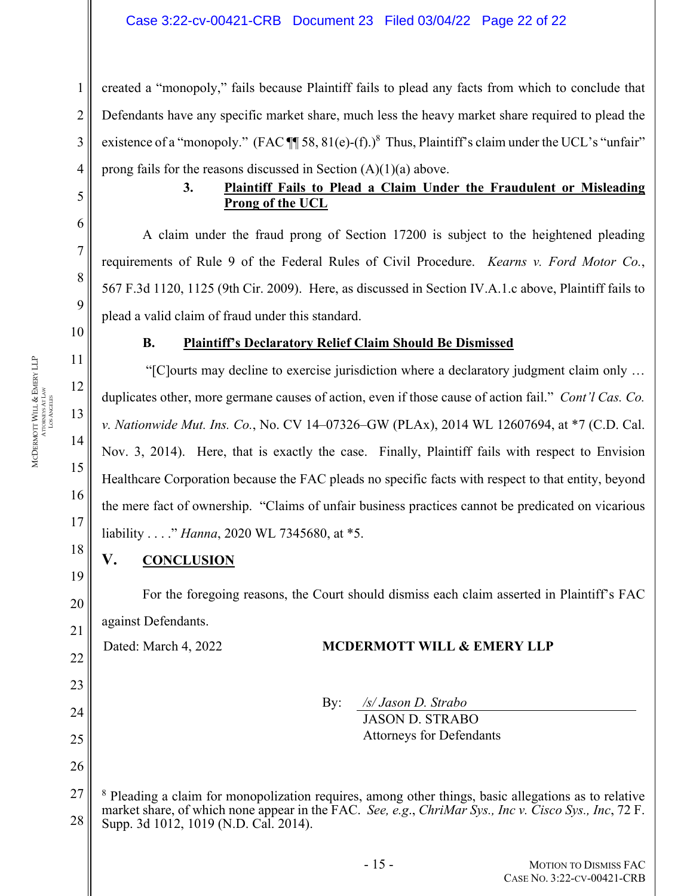created a "monopoly," fails because Plaintiff fails to plead any facts from which to conclude that Defendants have any specific market share, much less the heavy market share required to plead the existence of a "monopoly." (FAC ¶¶ 58, 81(e)-(f).)[8] Thus, Plaintiff's claim under the UCL's "unfair" prong fails for the reasons discussed in Section (A)(1)(a) above.

#### 3. Plaintiff Fails to Plead a Claim Under the Fraudulent or Misleading Prong of the UCL

A claim under the fraud prong of Section 17200 is subject to the heightened pleading requirements of Rule 9 of the Federal Rules of Civil Procedure. *Kearns v. Ford Motor Co.*, 567 F.3d 1120, 1125 (9th Cir. 2009). Here, as discussed in Section IV.A.1.c above, Plaintiff fails to plead a valid claim of fraud under this standard.

### B. Plaintiff's Declaratory Relief Claim Should Be Dismissed

"[C]ourts may decline to exercise jurisdiction where a declaratory judgment claim only … duplicates other, more germane causes of action, even if those cause of action fail." *Cont'l Cas. Co. v. Nationwide Mut. Ins. Co.*, No. CV 14–07326–GW (PLAx), 2014 WL 12607694, at *7 (C.D. Cal. Nov. 3, 2014). Here, that is exactly the case. Finally, Plaintiff fails with respect to Envision Healthcare Corporation because the FAC pleads no specific facts with respect to that entity, beyond the mere fact of ownership. "Claims of unfair business practices cannot be predicated on vicarious liability . . . ." *Hanna*, 2020 WL 7345680, at *5.

## V. CONCLUSION

For the foregoing reasons, the Court should dismiss each claim asserted in Plaintiff's FAC against Defendants.

Dated: March 4, 2022

**MCDERMOTT WILL & EMERY LLP**

By: */s/ Jason D. Strabo*
JASON D. STRABO
Attorneys for Defendants

[8] Pleading a claim for monopolization requires, among other things, basic allegations as to relative market share, of which none appear in the FAC. *See, e.g.*, *ChriMar Sys., Inc v. Cisco Sys., Inc*, 72 F. Supp. 3d 1012, 1019 (N.D. Cal. 2014).